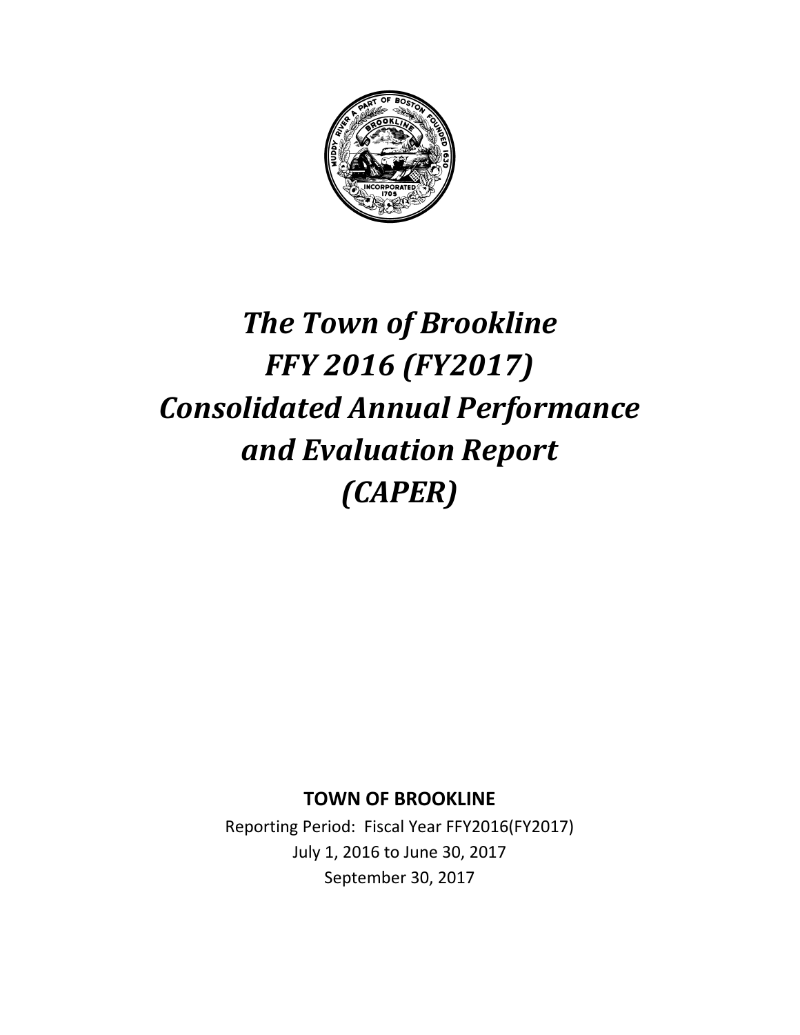# *The Town of Brookline FFY 2016 (FY2017) Consolidated Annual Performance and Evaluation Report (CAPER)*

**TOWN OF BROOKLINE**

Reporting Period: Fiscal Year FFY2016(FY2017)

July 1, 2016 to June 30, 2017

September 30, 2017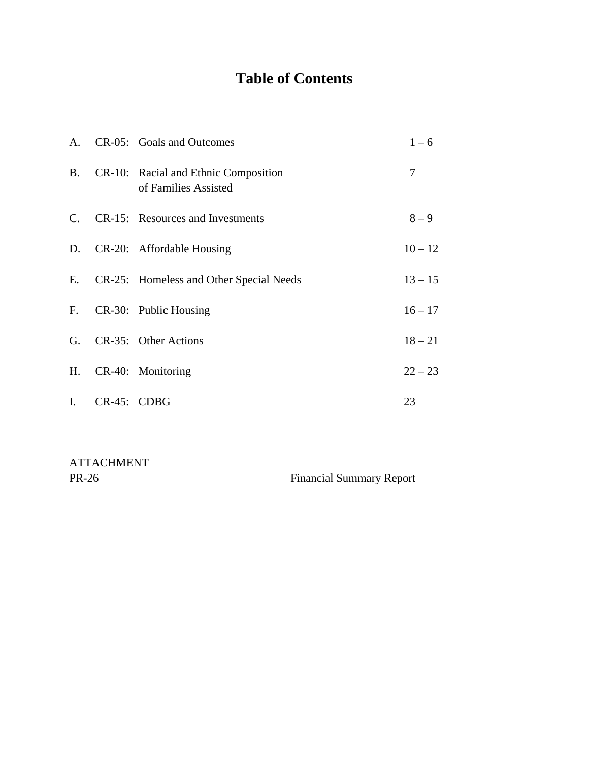# Table of Contents

| | | | |
|---|---|---|---|
| A. | CR-05: | Goals and Outcomes | 1 – 6 |
| B. | CR-10: | Racial and Ethnic Composition of Families Assisted | 7 |
| C. | CR-15: | Resources and Investments | 8 – 9 |
| D. | CR-20: | Affordable Housing | 10 – 12 |
| E. | CR-25: | Homeless and Other Special Needs | 13 – 15 |
| F. | CR-30: | Public Housing | 16 – 17 |
| G. | CR-35: | Other Actions | 18 – 21 |
| H. | CR-40: | Monitoring | 22 – 23 |
| I. | CR-45: | CDBG | 23 |

ATTACHMENT

PR-26 Financial Summary Report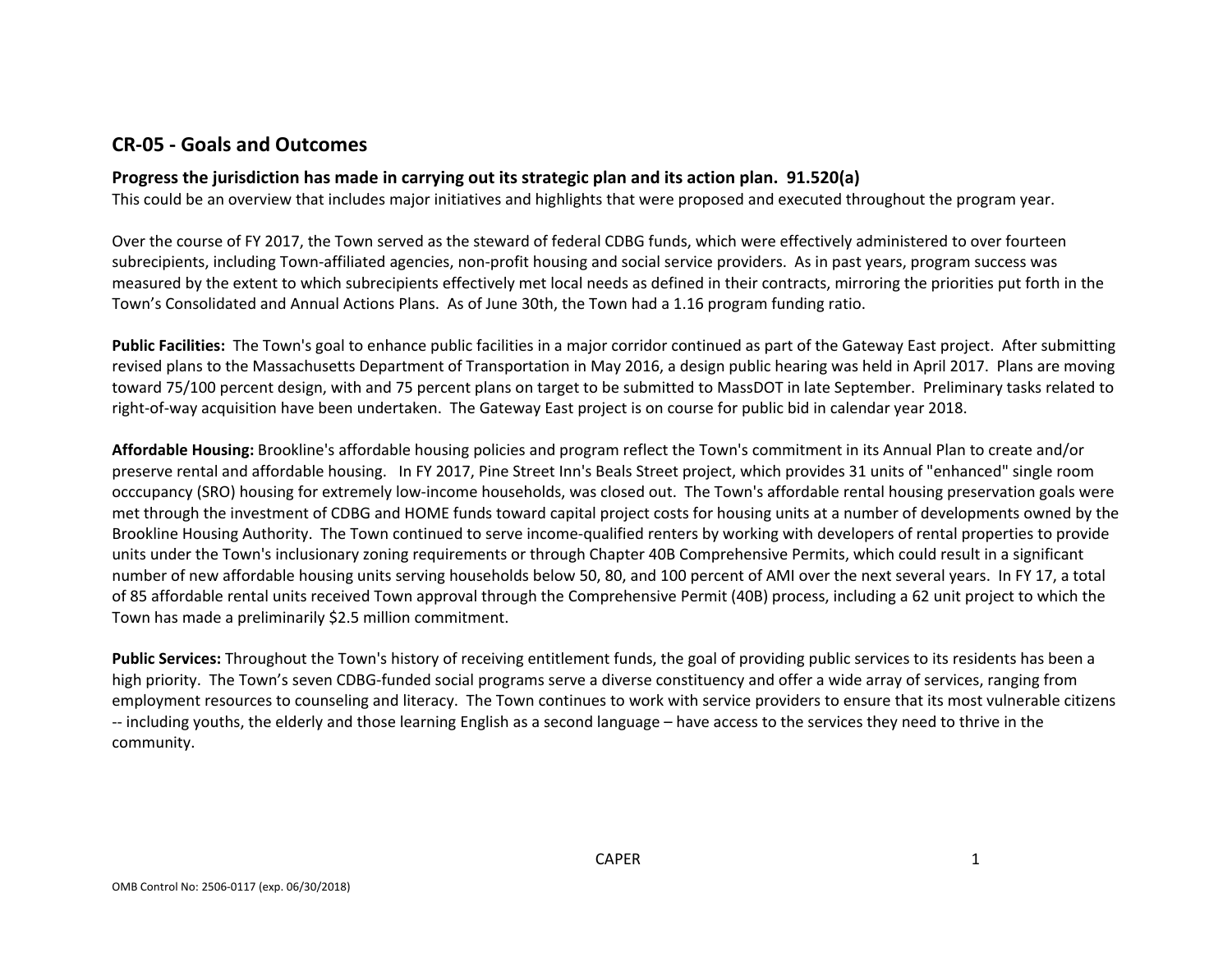## CR-05 - Goals and Outcomes

### Progress the jurisdiction has made in carrying out its strategic plan and its action plan. 91.520(a)

This could be an overview that includes major initiatives and highlights that were proposed and executed throughout the program year.

Over the course of FY 2017, the Town served as the steward of federal CDBG funds, which were effectively administered to over fourteen subrecipients, including Town-affiliated agencies, non-profit housing and social service providers. As in past years, program success was measured by the extent to which subrecipients effectively met local needs as defined in their contracts, mirroring the priorities put forth in the Town's Consolidated and Annual Actions Plans. As of June 30th, the Town had a 1.16 program funding ratio.

**Public Facilities:** The Town's goal to enhance public facilities in a major corridor continued as part of the Gateway East project. After submitting revised plans to the Massachusetts Department of Transportation in May 2016, a design public hearing was held in April 2017. Plans are moving toward 75/100 percent design, with and 75 percent plans on target to be submitted to MassDOT in late September. Preliminary tasks related to right-of-way acquisition have been undertaken. The Gateway East project is on course for public bid in calendar year 2018.

**Affordable Housing:** Brookline's affordable housing policies and program reflect the Town's commitment in its Annual Plan to create and/or preserve rental and affordable housing. In FY 2017, Pine Street Inn's Beals Street project, which provides 31 units of "enhanced" single room occcupancy (SRO) housing for extremely low-income households, was closed out. The Town's affordable rental housing preservation goals were met through the investment of CDBG and HOME funds toward capital project costs for housing units at a number of developments owned by the Brookline Housing Authority. The Town continued to serve income-qualified renters by working with developers of rental properties to provide units under the Town's inclusionary zoning requirements or through Chapter 40B Comprehensive Permits, which could result in a significant number of new affordable housing units serving households below 50, 80, and 100 percent of AMI over the next several years. In FY 17, a total of 85 affordable rental units received Town approval through the Comprehensive Permit (40B) process, including a 62 unit project to which the Town has made a preliminarily $2.5 million commitment.

**Public Services:** Throughout the Town's history of receiving entitlement funds, the goal of providing public services to its residents has been a high priority. The Town's seven CDBG-funded social programs serve a diverse constituency and offer a wide array of services, ranging from employment resources to counseling and literacy. The Town continues to work with service providers to ensure that its most vulnerable citizens -- including youths, the elderly and those learning English as a second language – have access to the services they need to thrive in the community.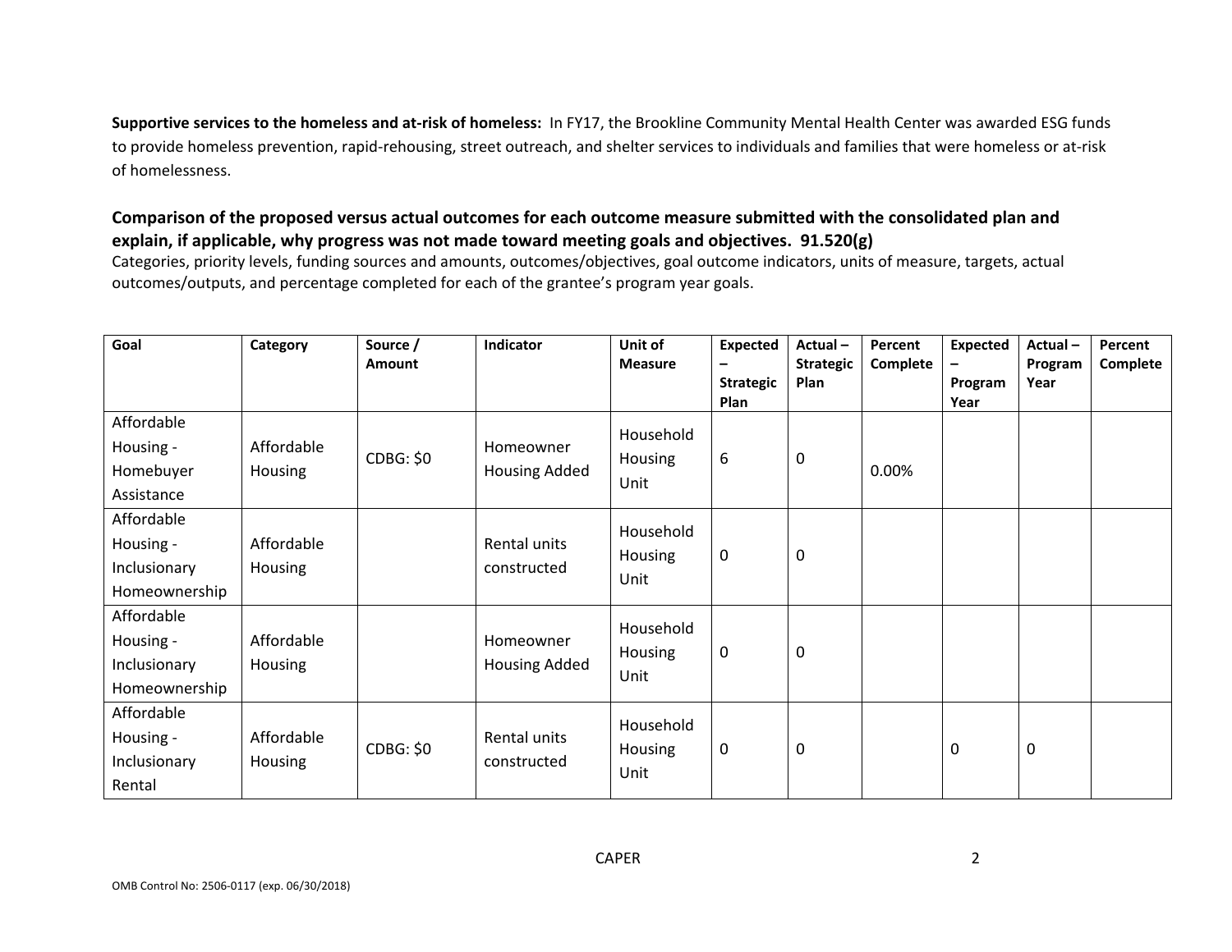**Supportive services to the homeless and at-risk of homeless:** In FY17, the Brookline Community Mental Health Center was awarded ESG funds to provide homeless prevention, rapid-rehousing, street outreach, and shelter services to individuals and families that were homeless or at-risk of homelessness.

### Comparison of the proposed versus actual outcomes for each outcome measure submitted with the consolidated plan and explain, if applicable, why progress was not made toward meeting goals and objectives. 91.520(g)

Categories, priority levels, funding sources and amounts, outcomes/objectives, goal outcome indicators, units of measure, targets, actual outcomes/outputs, and percentage completed for each of the grantee's program year goals.

| Goal | Category | Source / Amount | Indicator | Unit of Measure | Expected – Strategic Plan | Actual – Strategic Plan | Percent Complete | Expected – Program Year | Actual – Program Year | Percent Complete |
|---|---|---|---|---|---|---|---|---|---|---|
| Affordable Housing - Homebuyer Assistance | Affordable Housing | CDBG: $0 | Homeowner Housing Added | Household Housing Unit | 6 | 0 | 0.00% | | | |
| Affordable Housing - Inclusionary Homeownership | Affordable Housing | | Rental units constructed | Household Housing Unit | 0 | 0 | | | | |
| Affordable Housing - Inclusionary Homeownership | Affordable Housing | | Homeowner Housing Added | Household Housing Unit | 0 | 0 | | | | |
| Affordable Housing - Inclusionary Rental | Affordable Housing | CDBG: $0 | Rental units constructed | Household Housing Unit | 0 | 0 | | 0 | 0 | |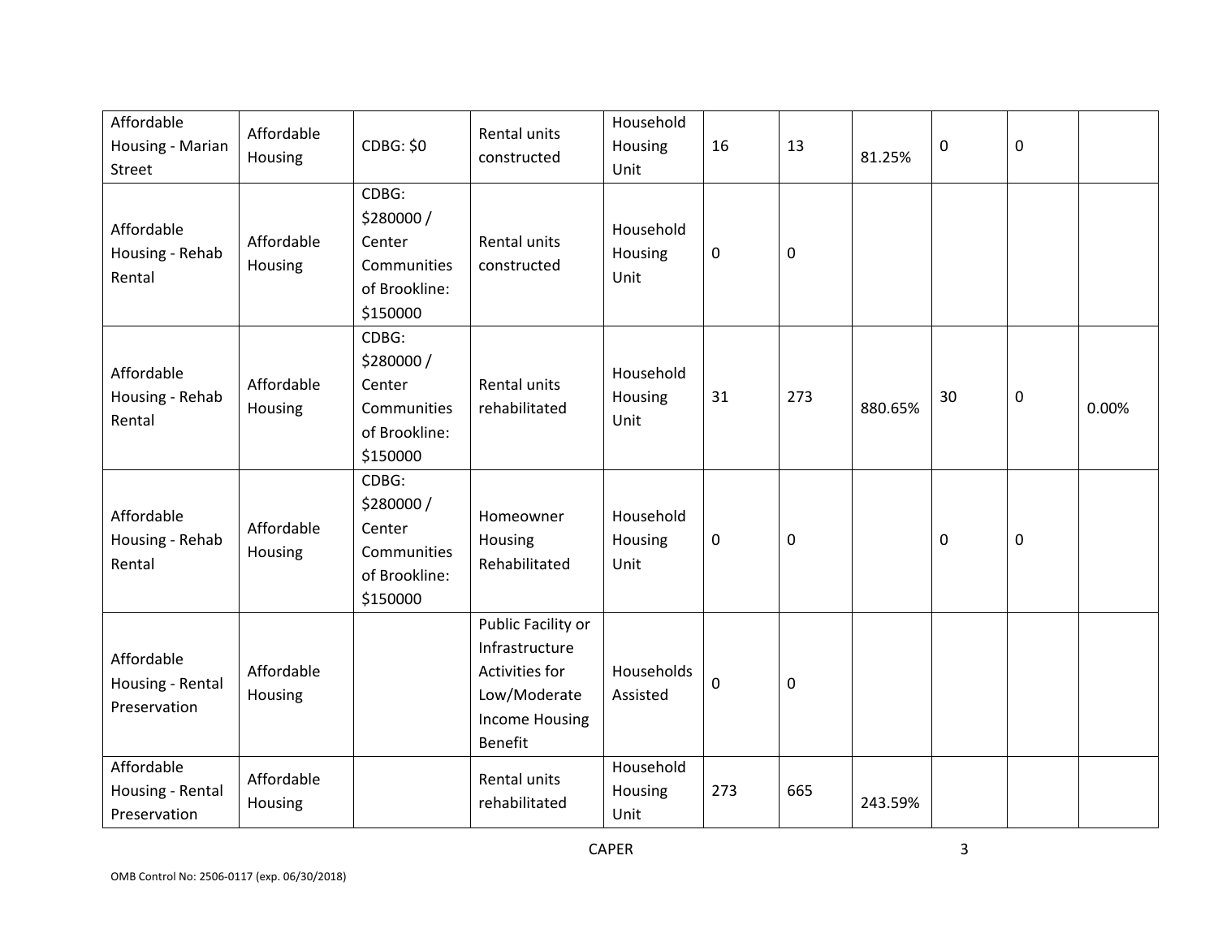| Affordable Housing - Marian Street | Affordable Housing | CDBG: $0 | Rental units constructed | Household Housing Unit | 16 | 13 | 81.25% | 0 | 0 | |
|---|---|---|---|---|---|---|---|---|---|---|
| Affordable Housing - Rehab Rental | Affordable Housing | CDBG: $280000 / Center Communities of Brookline: $150000 | Rental units constructed | Household Housing Unit | 0 | 0 | | | | |
| Affordable Housing - Rehab Rental | Affordable Housing | CDBG: $280000 / Center Communities of Brookline: $150000 | Rental units rehabilitated | Household Housing Unit | 31 | 273 | 880.65% | 30 | 0 | 0.00% |
| Affordable Housing - Rehab Rental | Affordable Housing | CDBG: $280000 / Center Communities of Brookline: $150000 | Homeowner Housing Rehabilitated | Household Housing Unit | 0 | 0 | | 0 | 0 | |
| Affordable Housing - Rental Preservation | Affordable Housing | | Public Facility or Infrastructure Activities for Low/Moderate Income Housing Benefit | Households Assisted | 0 | 0 | | | | |
| Affordable Housing - Rental Preservation | Affordable Housing | | Rental units rehabilitated | Household Housing Unit | 273 | 665 | 243.59% | | | |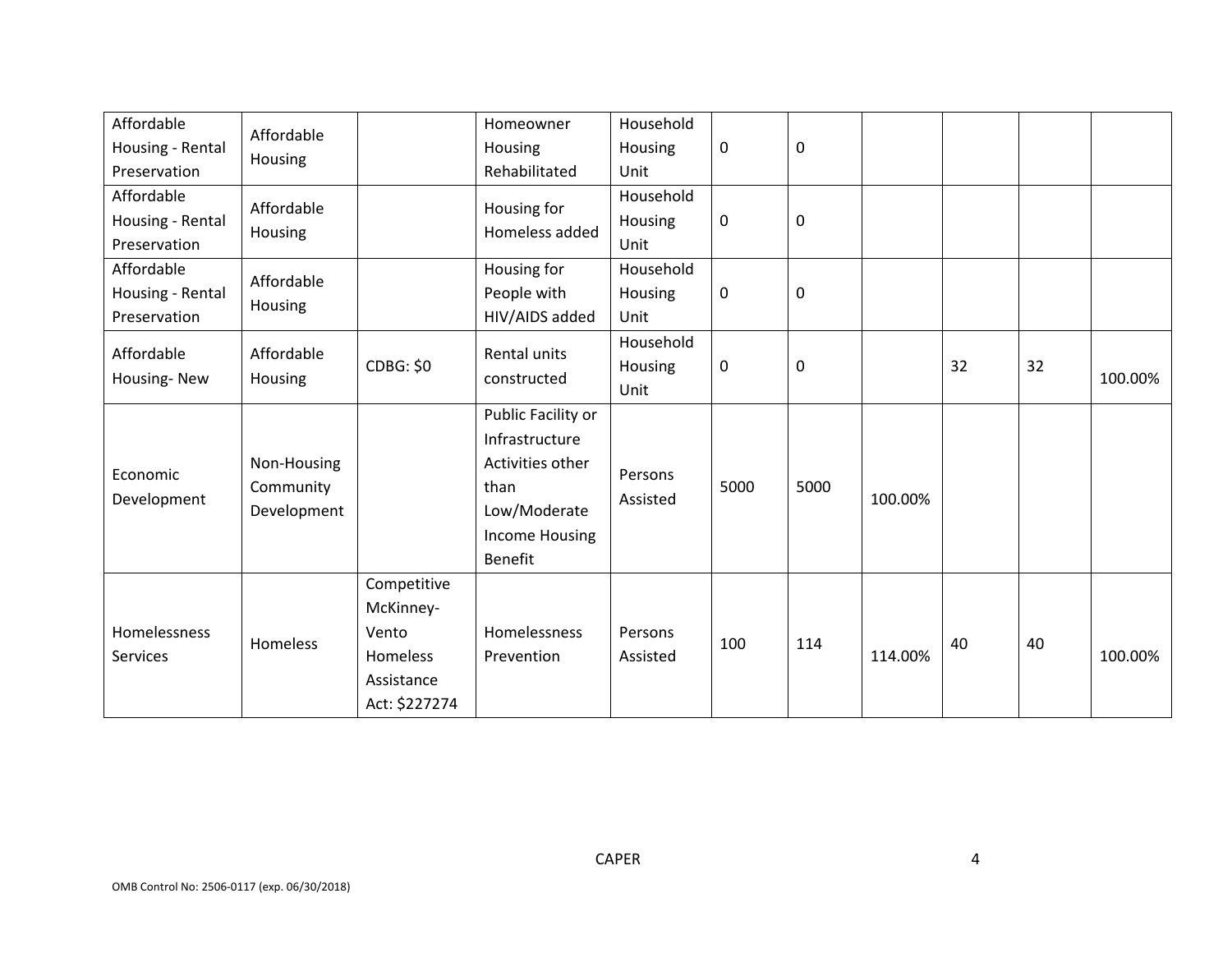| | | | | | | | | | | |
|---|---|---|---|---|---|---|---|---|---|---|
| Affordable Housing - Rental Preservation | Affordable Housing | | Homeowner Housing Rehabilitated | Household Housing Unit | 0 | 0 | | | | |
| Affordable Housing - Rental Preservation | Affordable Housing | | Housing for Homeless added | Household Housing Unit | 0 | 0 | | | | |
| Affordable Housing - Rental Preservation | Affordable Housing | | Housing for People with HIV/AIDS added | Household Housing Unit | 0 | 0 | | | | |
| Affordable Housing- New | Affordable Housing | CDBG: $0 | Rental units constructed | Household Housing Unit | 0 | 0 | | 32 | 32 | 100.00% |
| Economic Development | Non-Housing Community Development | | Public Facility or Infrastructure Activities other than Low/Moderate Income Housing Benefit | Persons Assisted | 5000 | 5000 | 100.00% | | | |
| Homelessness Services | Homeless | Competitive McKinney-Vento Homeless Assistance Act: $227274 | Homelessness Prevention | Persons Assisted | 100 | 114 | 114.00% | 40 | 40 | 100.00% |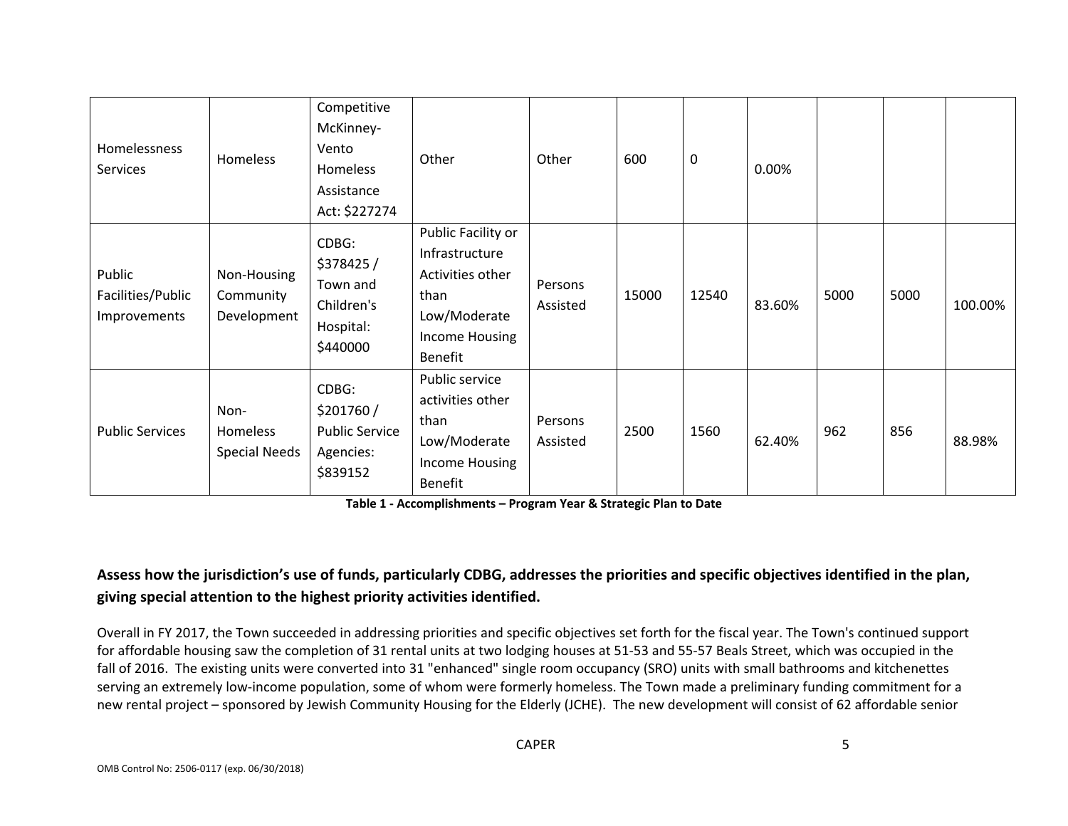| Homelessness Services | Homeless | Competitive McKinney-Vento Homeless Assistance Act: $227274 | Other | Other | 600 | 0 | 0.00% | | | |
|---|---|---|---|---|---|---|---|---|---|---|
| Public Facilities/Public Improvements | Non-Housing Community Development | CDBG: $378425 / Town and Children's Hospital: $440000 | Public Facility or Infrastructure Activities other than Low/Moderate Income Housing Benefit | Persons Assisted | 15000 | 12540 | 83.60% | 5000 | 5000 | 100.00% |
| Public Services | Non-Homeless Special Needs | CDBG: $201760 / Public Service Agencies: $839152 | Public service activities other than Low/Moderate Income Housing Benefit | Persons Assisted | 2500 | 1560 | 62.40% | 962 | 856 | 88.98% |

**Table 1 - Accomplishments – Program Year & Strategic Plan to Date**

### Assess how the jurisdiction's use of funds, particularly CDBG, addresses the priorities and specific objectives identified in the plan, giving special attention to the highest priority activities identified.

Overall in FY 2017, the Town succeeded in addressing priorities and specific objectives set forth for the fiscal year. The Town's continued support for affordable housing saw the completion of 31 rental units at two lodging houses at 51-53 and 55-57 Beals Street, which was occupied in the fall of 2016. The existing units were converted into 31 "enhanced" single room occupancy (SRO) units with small bathrooms and kitchenettes serving an extremely low-income population, some of whom were formerly homeless. The Town made a preliminary funding commitment for a new rental project – sponsored by Jewish Community Housing for the Elderly (JCHE). The new development will consist of 62 affordable senior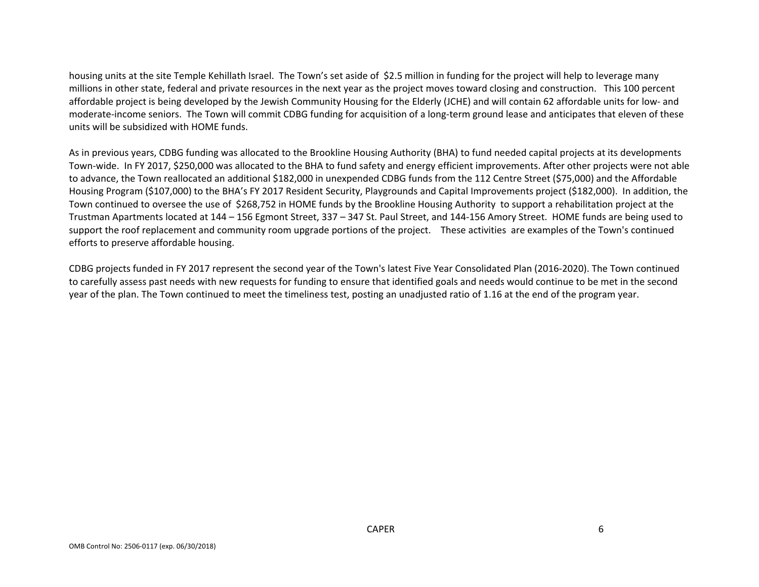housing units at the site Temple Kehillath Israel. The Town's set aside of $2.5 million in funding for the project will help to leverage many millions in other state, federal and private resources in the next year as the project moves toward closing and construction. This 100 percent affordable project is being developed by the Jewish Community Housing for the Elderly (JCHE) and will contain 62 affordable units for low- and moderate-income seniors. The Town will commit CDBG funding for acquisition of a long-term ground lease and anticipates that eleven of these units will be subsidized with HOME funds.

As in previous years, CDBG funding was allocated to the Brookline Housing Authority (BHA) to fund needed capital projects at its developments Town-wide. In FY 2017, $250,000 was allocated to the BHA to fund safety and energy efficient improvements. After other projects were not able to advance, the Town reallocated an additional $182,000 in unexpended CDBG funds from the 112 Centre Street ($75,000) and the Affordable Housing Program ($107,000) to the BHA's FY 2017 Resident Security, Playgrounds and Capital Improvements project ($182,000). In addition, the Town continued to oversee the use of $268,752 in HOME funds by the Brookline Housing Authority to support a rehabilitation project at the Trustman Apartments located at 144 – 156 Egmont Street, 337 – 347 St. Paul Street, and 144-156 Amory Street. HOME funds are being used to support the roof replacement and community room upgrade portions of the project. These activities are examples of the Town's continued efforts to preserve affordable housing.

CDBG projects funded in FY 2017 represent the second year of the Town's latest Five Year Consolidated Plan (2016-2020). The Town continued to carefully assess past needs with new requests for funding to ensure that identified goals and needs would continue to be met in the second year of the plan. The Town continued to meet the timeliness test, posting an unadjusted ratio of 1.16 at the end of the program year.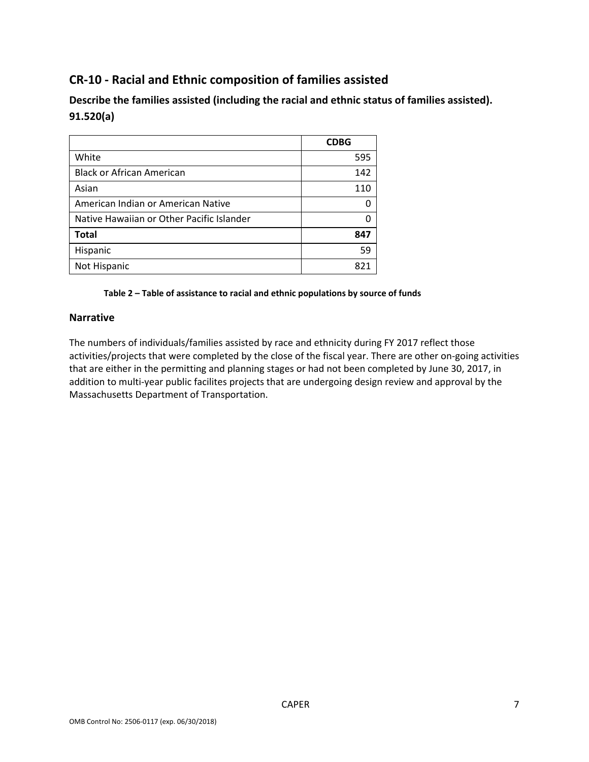## CR-10 - Racial and Ethnic composition of families assisted

### Describe the families assisted (including the racial and ethnic status of families assisted). 91.520(a)

| | **CDBG** |
|---|---|
| White | 595 |
| Black or African American | 142 |
| Asian | 110 |
| American Indian or American Native | 0 |
| Native Hawaiian or Other Pacific Islander | 0 |
| **Total** | **847** |
| Hispanic | 59 |
| Not Hispanic | 821 |

**Table 2 – Table of assistance to racial and ethnic populations by source of funds**

### Narrative

The numbers of individuals/families assisted by race and ethnicity during FY 2017 reflect those activities/projects that were completed by the close of the fiscal year. There are other on-going activities that are either in the permitting and planning stages or had not been completed by June 30, 2017, in addition to multi-year public facilites projects that are undergoing design review and approval by the Massachusetts Department of Transportation.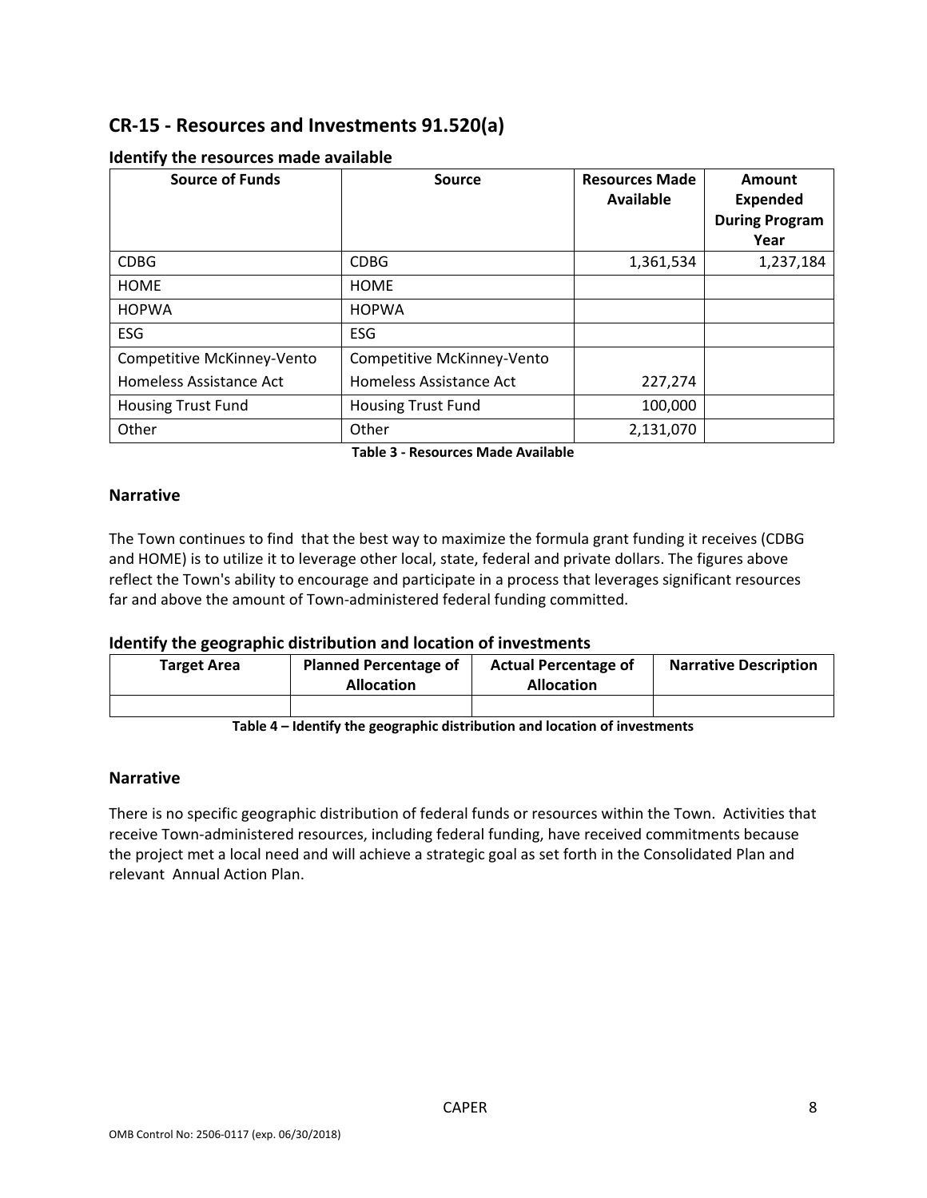## CR-15 - Resources and Investments 91.520(a)

### Identify the resources made available

| Source of Funds | Source | Resources Made Available | Amount Expended During Program Year |
|---|---|---|---|
| CDBG | CDBG | 1,361,534 | 1,237,184 |
| HOME | HOME | | |
| HOPWA | HOPWA | | |
| ESG | ESG | | |
| Competitive McKinney-Vento Homeless Assistance Act | Competitive McKinney-Vento Homeless Assistance Act | 227,274 | |
| Housing Trust Fund | Housing Trust Fund | 100,000 | |
| Other | Other | 2,131,070 | |

**Table 3 - Resources Made Available**

### Narrative

The Town continues to find that the best way to maximize the formula grant funding it receives (CDBG and HOME) is to utilize it to leverage other local, state, federal and private dollars. The figures above reflect the Town's ability to encourage and participate in a process that leverages significant resources far and above the amount of Town-administered federal funding committed.

### Identify the geographic distribution and location of investments

| Target Area | Planned Percentage of Allocation | Actual Percentage of Allocation | Narrative Description |
|---|---|---|---|
| | | | |

**Table 4 – Identify the geographic distribution and location of investments**

### Narrative

There is no specific geographic distribution of federal funds or resources within the Town. Activities that receive Town-administered resources, including federal funding, have received commitments because the project met a local need and will achieve a strategic goal as set forth in the Consolidated Plan and relevant Annual Action Plan.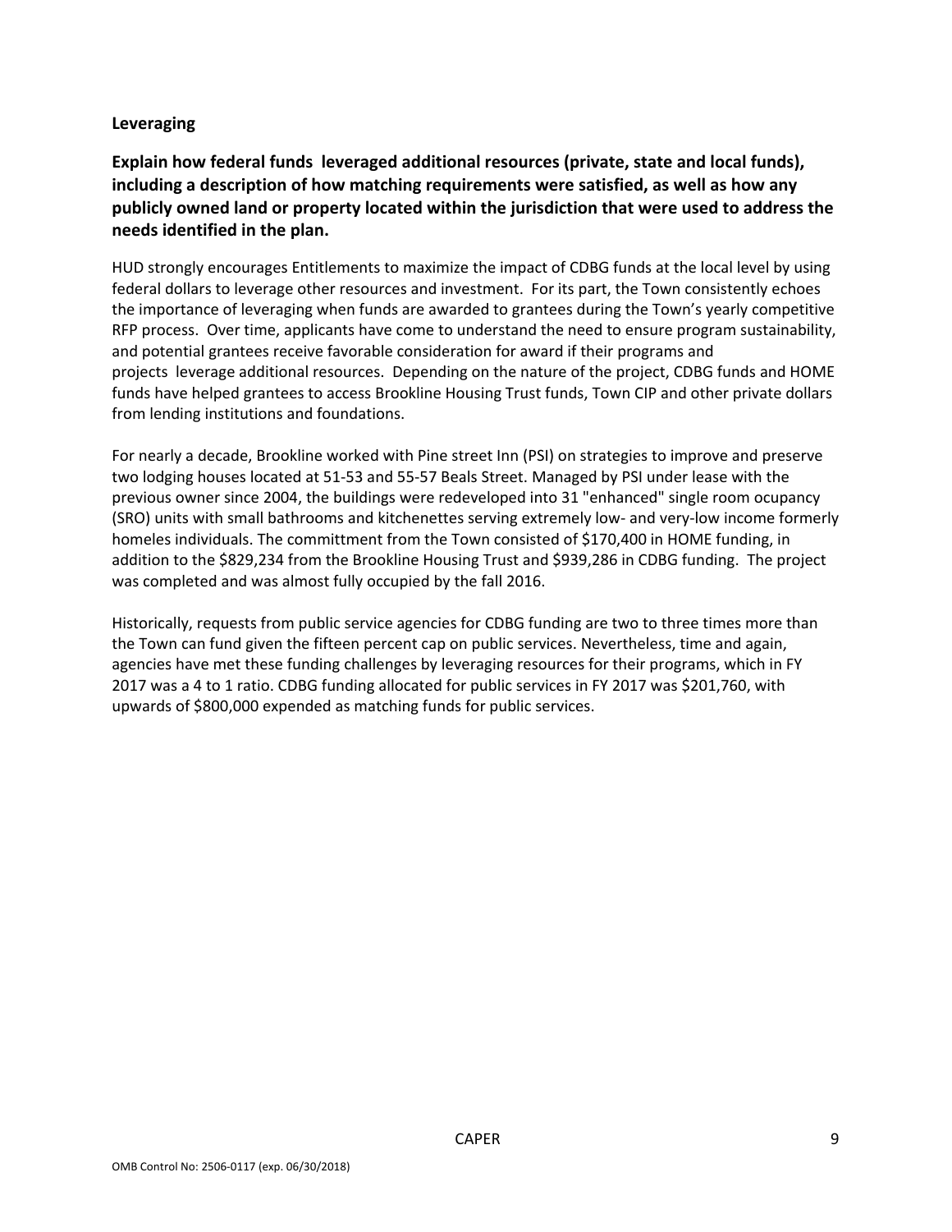### Leveraging

**Explain how federal funds leveraged additional resources (private, state and local funds), including a description of how matching requirements were satisfied, as well as how any publicly owned land or property located within the jurisdiction that were used to address the needs identified in the plan.**

HUD strongly encourages Entitlements to maximize the impact of CDBG funds at the local level by using federal dollars to leverage other resources and investment. For its part, the Town consistently echoes the importance of leveraging when funds are awarded to grantees during the Town's yearly competitive RFP process. Over time, applicants have come to understand the need to ensure program sustainability, and potential grantees receive favorable consideration for award if their programs and projects leverage additional resources. Depending on the nature of the project, CDBG funds and HOME funds have helped grantees to access Brookline Housing Trust funds, Town CIP and other private dollars from lending institutions and foundations.

For nearly a decade, Brookline worked with Pine street Inn (PSI) on strategies to improve and preserve two lodging houses located at 51-53 and 55-57 Beals Street. Managed by PSI under lease with the previous owner since 2004, the buildings were redeveloped into 31 "enhanced" single room ocupancy (SRO) units with small bathrooms and kitchenettes serving extremely low- and very-low income formerly homeles individuals. The committment from the Town consisted of $170,400 in HOME funding, in addition to the $829,234 from the Brookline Housing Trust and $939,286 in CDBG funding. The project was completed and was almost fully occupied by the fall 2016.

Historically, requests from public service agencies for CDBG funding are two to three times more than the Town can fund given the fifteen percent cap on public services. Nevertheless, time and again, agencies have met these funding challenges by leveraging resources for their programs, which in FY 2017 was a 4 to 1 ratio. CDBG funding allocated for public services in FY 2017 was $201,760, with upwards of $800,000 expended as matching funds for public services.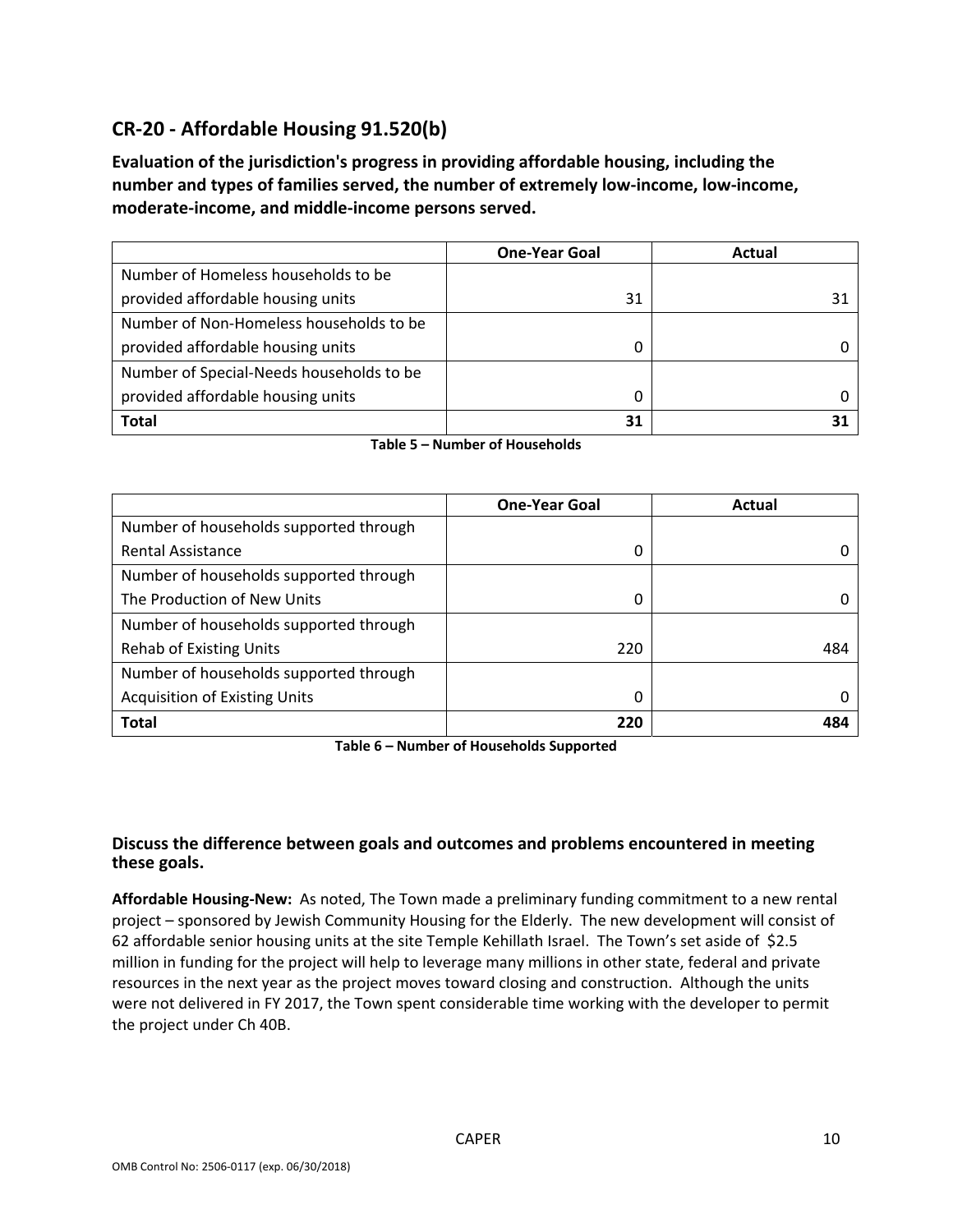## CR-20 - Affordable Housing 91.520(b)

**Evaluation of the jurisdiction's progress in providing affordable housing, including the number and types of families served, the number of extremely low-income, low-income, moderate-income, and middle-income persons served.**

| | One-Year Goal | Actual |
|---|---|---|
| Number of Homeless households to be provided affordable housing units | 31 | 31 |
| Number of Non-Homeless households to be provided affordable housing units | 0 | 0 |
| Number of Special-Needs households to be provided affordable housing units | 0 | 0 |
| **Total** | **31** | **31** |

**Table 5 – Number of Households**

| | One-Year Goal | Actual |
|---|---|---|
| Number of households supported through Rental Assistance | 0 | 0 |
| Number of households supported through The Production of New Units | 0 | 0 |
| Number of households supported through Rehab of Existing Units | 220 | 484 |
| Number of households supported through Acquisition of Existing Units | 0 | 0 |
| **Total** | **220** | **484** |

**Table 6 – Number of Households Supported**

### Discuss the difference between goals and outcomes and problems encountered in meeting these goals.

**Affordable Housing-New:** As noted, The Town made a preliminary funding commitment to a new rental project – sponsored by Jewish Community Housing for the Elderly. The new development will consist of 62 affordable senior housing units at the site Temple Kehillath Israel. The Town's set aside of $2.5 million in funding for the project will help to leverage many millions in other state, federal and private resources in the next year as the project moves toward closing and construction. Although the units were not delivered in FY 2017, the Town spent considerable time working with the developer to permit the project under Ch 40B.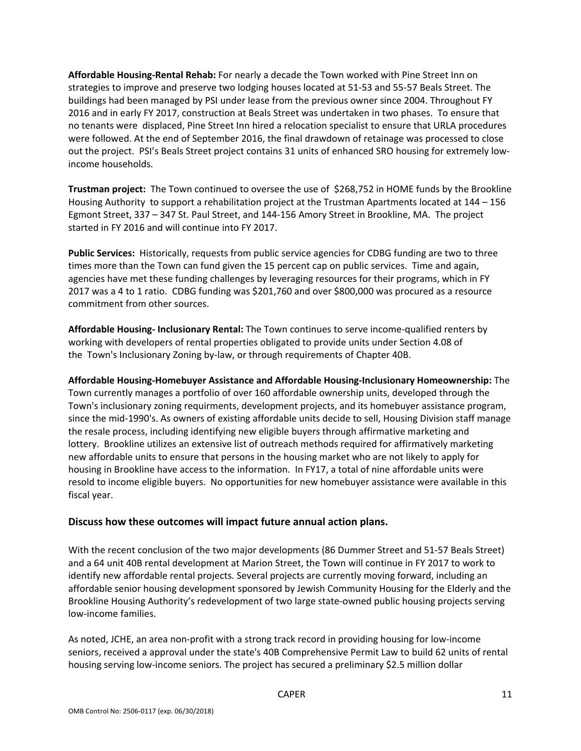**Affordable Housing-Rental Rehab:** For nearly a decade the Town worked with Pine Street Inn on strategies to improve and preserve two lodging houses located at 51-53 and 55-57 Beals Street. The buildings had been managed by PSI under lease from the previous owner since 2004. Throughout FY 2016 and in early FY 2017, construction at Beals Street was undertaken in two phases. To ensure that no tenants were displaced, Pine Street Inn hired a relocation specialist to ensure that URLA procedures were followed. At the end of September 2016, the final drawdown of retainage was processed to close out the project. PSI's Beals Street project contains 31 units of enhanced SRO housing for extremely low-income households.

**Trustman project:** The Town continued to oversee the use of $268,752 in HOME funds by the Brookline Housing Authority to support a rehabilitation project at the Trustman Apartments located at 144 – 156 Egmont Street, 337 – 347 St. Paul Street, and 144-156 Amory Street in Brookline, MA. The project started in FY 2016 and will continue into FY 2017.

**Public Services:** Historically, requests from public service agencies for CDBG funding are two to three times more than the Town can fund given the 15 percent cap on public services. Time and again, agencies have met these funding challenges by leveraging resources for their programs, which in FY 2017 was a 4 to 1 ratio. CDBG funding was $201,760 and over $800,000 was procured as a resource commitment from other sources.

**Affordable Housing- Inclusionary Rental:** The Town continues to serve income-qualified renters by working with developers of rental properties obligated to provide units under Section 4.08 of the Town's Inclusionary Zoning by-law, or through requirements of Chapter 40B.

**Affordable Housing-Homebuyer Assistance and Affordable Housing-Inclusionary Homeownership:** The Town currently manages a portfolio of over 160 affordable ownership units, developed through the Town's inclusionary zoning requirments, development projects, and its homebuyer assistance program, since the mid-1990's. As owners of existing affordable units decide to sell, Housing Division staff manage the resale process, including identifying new eligible buyers through affirmative marketing and lottery. Brookline utilizes an extensive list of outreach methods required for affirmatively marketing new affordable units to ensure that persons in the housing market who are not likely to apply for housing in Brookline have access to the information. In FY17, a total of nine affordable units were resold to income eligible buyers. No opportunities for new homebuyer assistance were available in this fiscal year.

### Discuss how these outcomes will impact future annual action plans.

With the recent conclusion of the two major developments (86 Dummer Street and 51-57 Beals Street) and a 64 unit 40B rental development at Marion Street, the Town will continue in FY 2017 to work to identify new affordable rental projects. Several projects are currently moving forward, including an affordable senior housing development sponsored by Jewish Community Housing for the Elderly and the Brookline Housing Authority's redevelopment of two large state-owned public housing projects serving low-income families.

As noted, JCHE, an area non-profit with a strong track record in providing housing for low-income seniors, received a approval under the state's 40B Comprehensive Permit Law to build 62 units of rental housing serving low-income seniors. The project has secured a preliminary $2.5 million dollar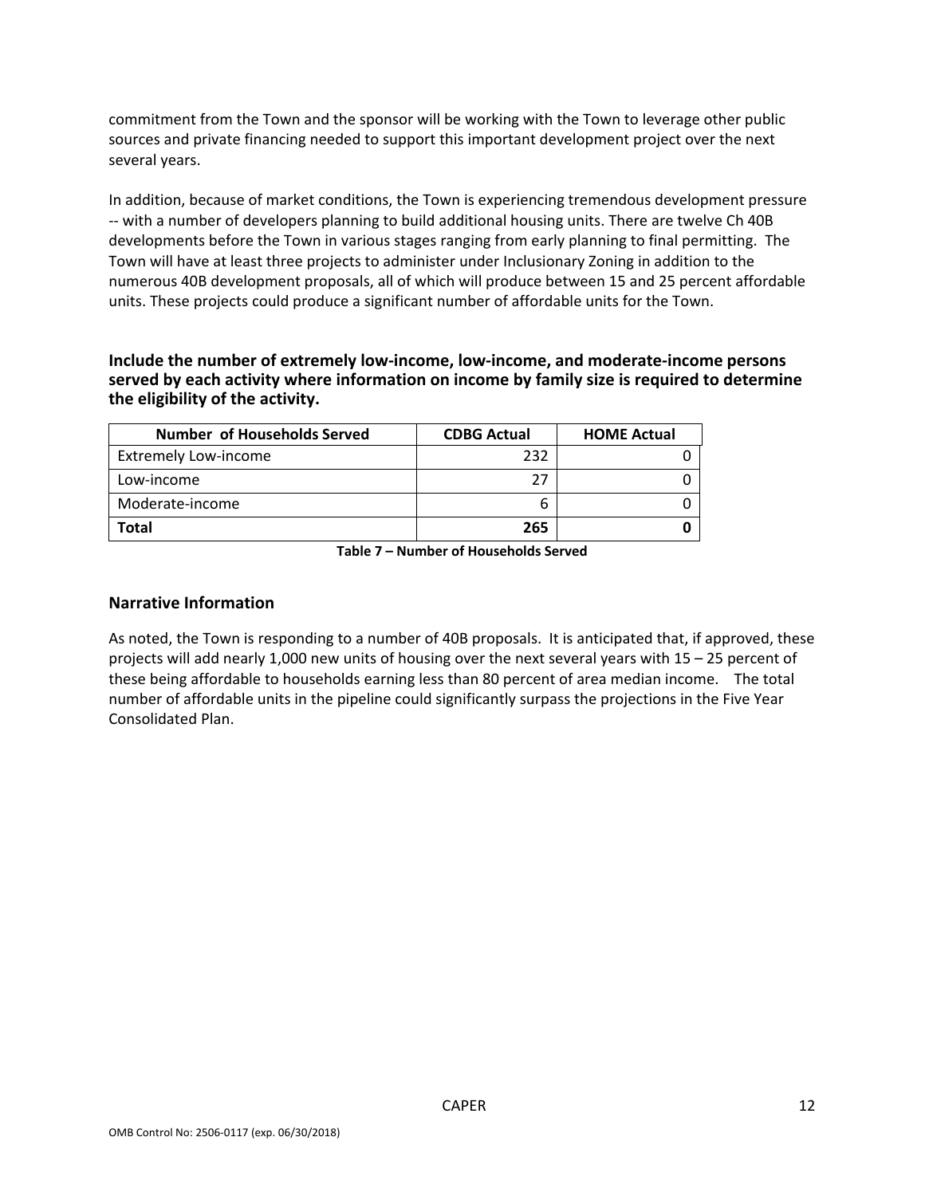commitment from the Town and the sponsor will be working with the Town to leverage other public sources and private financing needed to support this important development project over the next several years.

In addition, because of market conditions, the Town is experiencing tremendous development pressure -- with a number of developers planning to build additional housing units. There are twelve Ch 40B developments before the Town in various stages ranging from early planning to final permitting. The Town will have at least three projects to administer under Inclusionary Zoning in addition to the numerous 40B development proposals, all of which will produce between 15 and 25 percent affordable units. These projects could produce a significant number of affordable units for the Town.

**Include the number of extremely low-income, low-income, and moderate-income persons served by each activity where information on income by family size is required to determine the eligibility of the activity.**

| Number of Households Served | CDBG Actual | HOME Actual |
|---|---|---|
| Extremely Low-income | 232 | 0 |
| Low-income | 27 | 0 |
| Moderate-income | 6 | 0 |
| **Total** | **265** | **0** |

**Table 7 – Number of Households Served**

### Narrative Information

As noted, the Town is responding to a number of 40B proposals. It is anticipated that, if approved, these projects will add nearly 1,000 new units of housing over the next several years with 15 – 25 percent of these being affordable to households earning less than 80 percent of area median income. The total number of affordable units in the pipeline could significantly surpass the projections in the Five Year Consolidated Plan.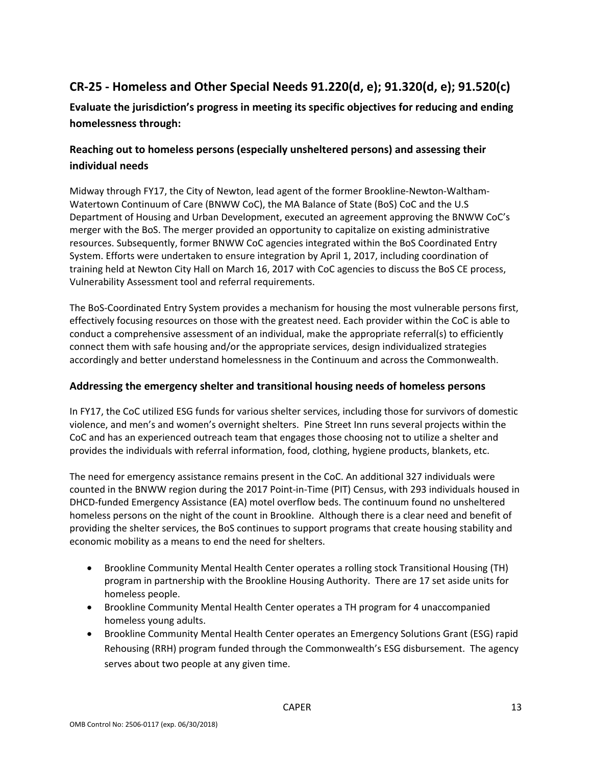## CR-25 - Homeless and Other Special Needs 91.220(d, e); 91.320(d, e); 91.520(c)

**Evaluate the jurisdiction's progress in meeting its specific objectives for reducing and ending homelessness through:**

### Reaching out to homeless persons (especially unsheltered persons) and assessing their individual needs

Midway through FY17, the City of Newton, lead agent of the former Brookline-Newton-Waltham-Watertown Continuum of Care (BNWW CoC), the MA Balance of State (BoS) CoC and the U.S Department of Housing and Urban Development, executed an agreement approving the BNWW CoC's merger with the BoS. The merger provided an opportunity to capitalize on existing administrative resources. Subsequently, former BNWW CoC agencies integrated within the BoS Coordinated Entry System. Efforts were undertaken to ensure integration by April 1, 2017, including coordination of training held at Newton City Hall on March 16, 2017 with CoC agencies to discuss the BoS CE process, Vulnerability Assessment tool and referral requirements.

The BoS-Coordinated Entry System provides a mechanism for housing the most vulnerable persons first, effectively focusing resources on those with the greatest need. Each provider within the CoC is able to conduct a comprehensive assessment of an individual, make the appropriate referral(s) to efficiently connect them with safe housing and/or the appropriate services, design individualized strategies accordingly and better understand homelessness in the Continuum and across the Commonwealth.

### Addressing the emergency shelter and transitional housing needs of homeless persons

In FY17, the CoC utilized ESG funds for various shelter services, including those for survivors of domestic violence, and men's and women's overnight shelters. Pine Street Inn runs several projects within the CoC and has an experienced outreach team that engages those choosing not to utilize a shelter and provides the individuals with referral information, food, clothing, hygiene products, blankets, etc.

The need for emergency assistance remains present in the CoC. An additional 327 individuals were counted in the BNWW region during the 2017 Point-in-Time (PIT) Census, with 293 individuals housed in DHCD-funded Emergency Assistance (EA) motel overflow beds. The continuum found no unsheltered homeless persons on the night of the count in Brookline. Although there is a clear need and benefit of providing the shelter services, the BoS continues to support programs that create housing stability and economic mobility as a means to end the need for shelters.

- Brookline Community Mental Health Center operates a rolling stock Transitional Housing (TH) program in partnership with the Brookline Housing Authority. There are 17 set aside units for homeless people.
- Brookline Community Mental Health Center operates a TH program for 4 unaccompanied homeless young adults.
- Brookline Community Mental Health Center operates an Emergency Solutions Grant (ESG) rapid Rehousing (RRH) program funded through the Commonwealth's ESG disbursement. The agency serves about two people at any given time.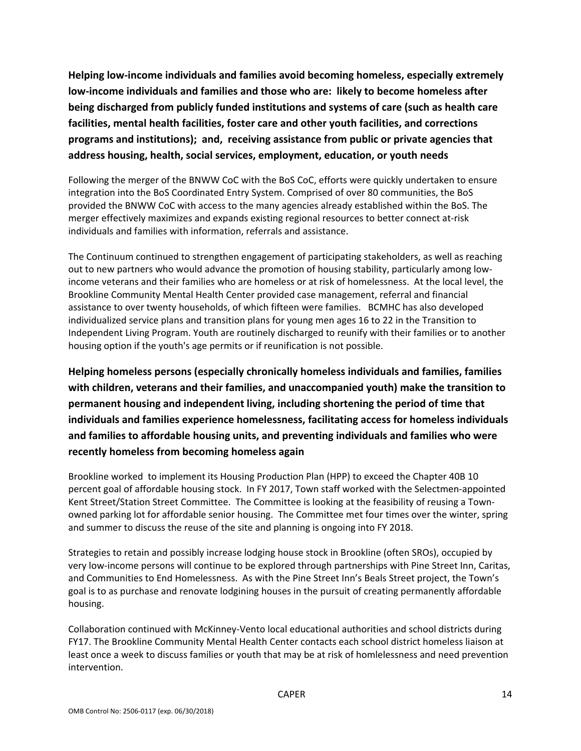**Helping low-income individuals and families avoid becoming homeless, especially extremely low-income individuals and families and those who are: likely to become homeless after being discharged from publicly funded institutions and systems of care (such as health care facilities, mental health facilities, foster care and other youth facilities, and corrections programs and institutions); and, receiving assistance from public or private agencies that address housing, health, social services, employment, education, or youth needs**

Following the merger of the BNWW CoC with the BoS CoC, efforts were quickly undertaken to ensure integration into the BoS Coordinated Entry System. Comprised of over 80 communities, the BoS provided the BNWW CoC with access to the many agencies already established within the BoS. The merger effectively maximizes and expands existing regional resources to better connect at-risk individuals and families with information, referrals and assistance.

The Continuum continued to strengthen engagement of participating stakeholders, as well as reaching out to new partners who would advance the promotion of housing stability, particularly among low-income veterans and their families who are homeless or at risk of homelessness. At the local level, the Brookline Community Mental Health Center provided case management, referral and financial assistance to over twenty households, of which fifteen were families. BCMHC has also developed individualized service plans and transition plans for young men ages 16 to 22 in the Transition to Independent Living Program. Youth are routinely discharged to reunify with their families or to another housing option if the youth's age permits or if reunification is not possible.

**Helping homeless persons (especially chronically homeless individuals and families, families with children, veterans and their families, and unaccompanied youth) make the transition to permanent housing and independent living, including shortening the period of time that individuals and families experience homelessness, facilitating access for homeless individuals and families to affordable housing units, and preventing individuals and families who were recently homeless from becoming homeless again**

Brookline worked to implement its Housing Production Plan (HPP) to exceed the Chapter 40B 10 percent goal of affordable housing stock. In FY 2017, Town staff worked with the Selectmen-appointed Kent Street/Station Street Committee. The Committee is looking at the feasibility of reusing a Town-owned parking lot for affordable senior housing. The Committee met four times over the winter, spring and summer to discuss the reuse of the site and planning is ongoing into FY 2018.

Strategies to retain and possibly increase lodging house stock in Brookline (often SROs), occupied by very low-income persons will continue to be explored through partnerships with Pine Street Inn, Caritas, and Communities to End Homelessness. As with the Pine Street Inn's Beals Street project, the Town's goal is to as purchase and renovate lodgining houses in the pursuit of creating permanently affordable housing.

Collaboration continued with McKinney-Vento local educational authorities and school districts during FY17. The Brookline Community Mental Health Center contacts each school district homeless liaison at least once a week to discuss families or youth that may be at risk of homlelessness and need prevention intervention.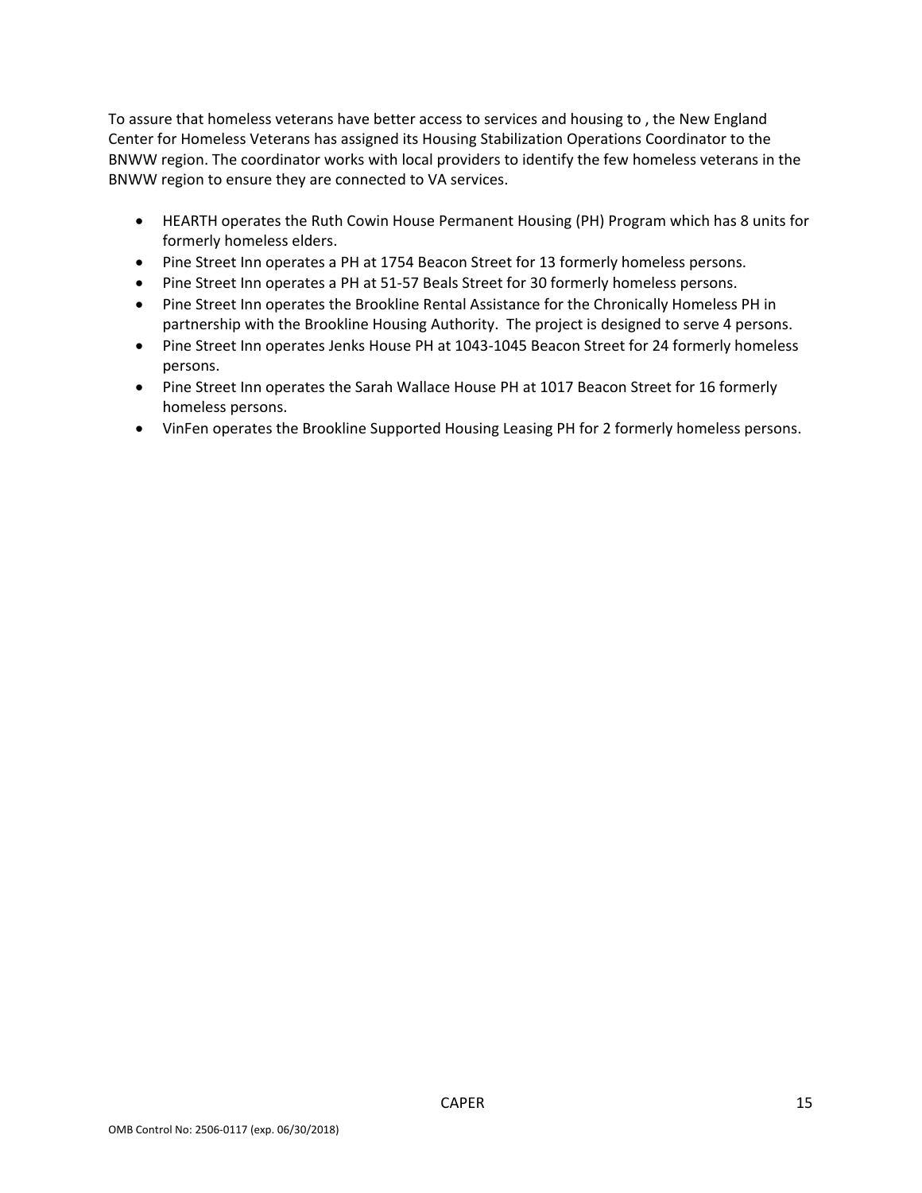To assure that homeless veterans have better access to services and housing to , the New England Center for Homeless Veterans has assigned its Housing Stabilization Operations Coordinator to the BNWW region. The coordinator works with local providers to identify the few homeless veterans in the BNWW region to ensure they are connected to VA services.

- HEARTH operates the Ruth Cowin House Permanent Housing (PH) Program which has 8 units for formerly homeless elders.
- Pine Street Inn operates a PH at 1754 Beacon Street for 13 formerly homeless persons.
- Pine Street Inn operates a PH at 51-57 Beals Street for 30 formerly homeless persons.
- Pine Street Inn operates the Brookline Rental Assistance for the Chronically Homeless PH in partnership with the Brookline Housing Authority. The project is designed to serve 4 persons.
- Pine Street Inn operates Jenks House PH at 1043-1045 Beacon Street for 24 formerly homeless persons.
- Pine Street Inn operates the Sarah Wallace House PH at 1017 Beacon Street for 16 formerly homeless persons.
- VinFen operates the Brookline Supported Housing Leasing PH for 2 formerly homeless persons.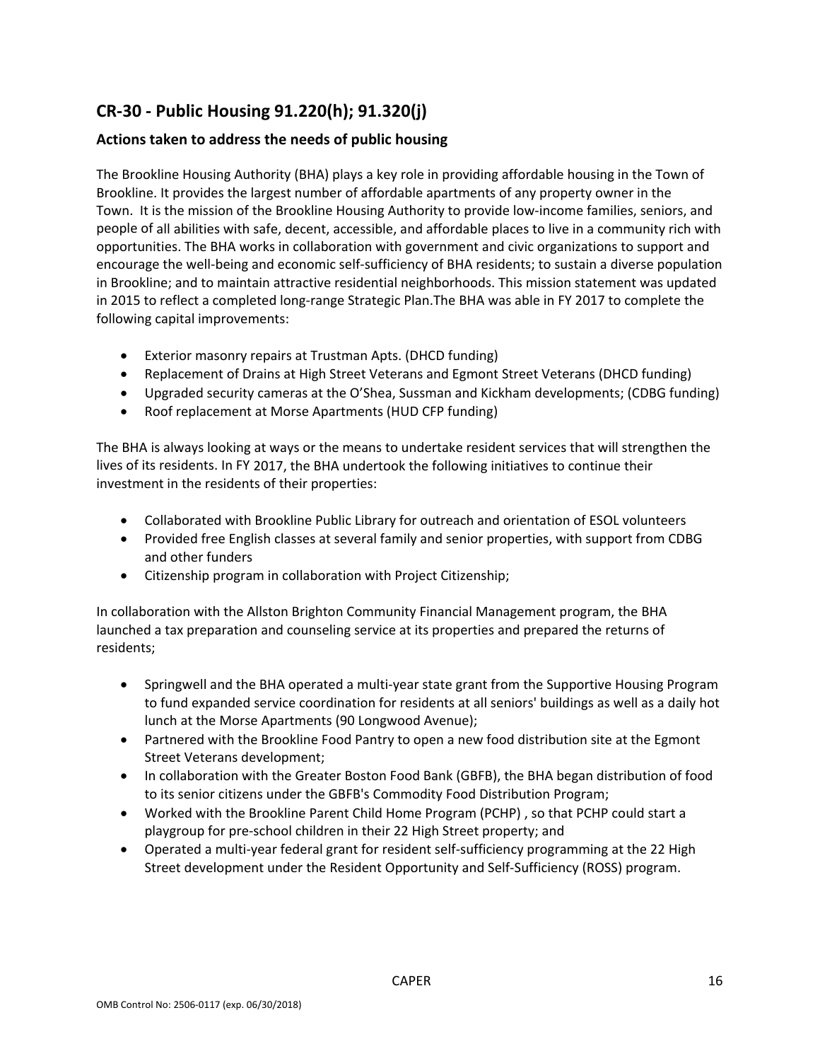## CR-30 - Public Housing 91.220(h); 91.320(j)

### Actions taken to address the needs of public housing

The Brookline Housing Authority (BHA) plays a key role in providing affordable housing in the Town of Brookline. It provides the largest number of affordable apartments of any property owner in the Town. It is the mission of the Brookline Housing Authority to provide low-income families, seniors, and people of all abilities with safe, decent, accessible, and affordable places to live in a community rich with opportunities. The BHA works in collaboration with government and civic organizations to support and encourage the well-being and economic self-sufficiency of BHA residents; to sustain a diverse population in Brookline; and to maintain attractive residential neighborhoods. This mission statement was updated in 2015 to reflect a completed long-range Strategic Plan.The BHA was able in FY 2017 to complete the following capital improvements:

- Exterior masonry repairs at Trustman Apts. (DHCD funding)
- Replacement of Drains at High Street Veterans and Egmont Street Veterans (DHCD funding)
- Upgraded security cameras at the O'Shea, Sussman and Kickham developments; (CDBG funding)
- Roof replacement at Morse Apartments (HUD CFP funding)

The BHA is always looking at ways or the means to undertake resident services that will strengthen the lives of its residents. In FY 2017, the BHA undertook the following initiatives to continue their investment in the residents of their properties:

- Collaborated with Brookline Public Library for outreach and orientation of ESOL volunteers
- Provided free English classes at several family and senior properties, with support from CDBG and other funders
- Citizenship program in collaboration with Project Citizenship;

In collaboration with the Allston Brighton Community Financial Management program, the BHA launched a tax preparation and counseling service at its properties and prepared the returns of residents;

- Springwell and the BHA operated a multi-year state grant from the Supportive Housing Program to fund expanded service coordination for residents at all seniors' buildings as well as a daily hot lunch at the Morse Apartments (90 Longwood Avenue);
- Partnered with the Brookline Food Pantry to open a new food distribution site at the Egmont Street Veterans development;
- In collaboration with the Greater Boston Food Bank (GBFB), the BHA began distribution of food to its senior citizens under the GBFB's Commodity Food Distribution Program;
- Worked with the Brookline Parent Child Home Program (PCHP) , so that PCHP could start a playgroup for pre-school children in their 22 High Street property; and
- Operated a multi-year federal grant for resident self-sufficiency programming at the 22 High Street development under the Resident Opportunity and Self-Sufficiency (ROSS) program.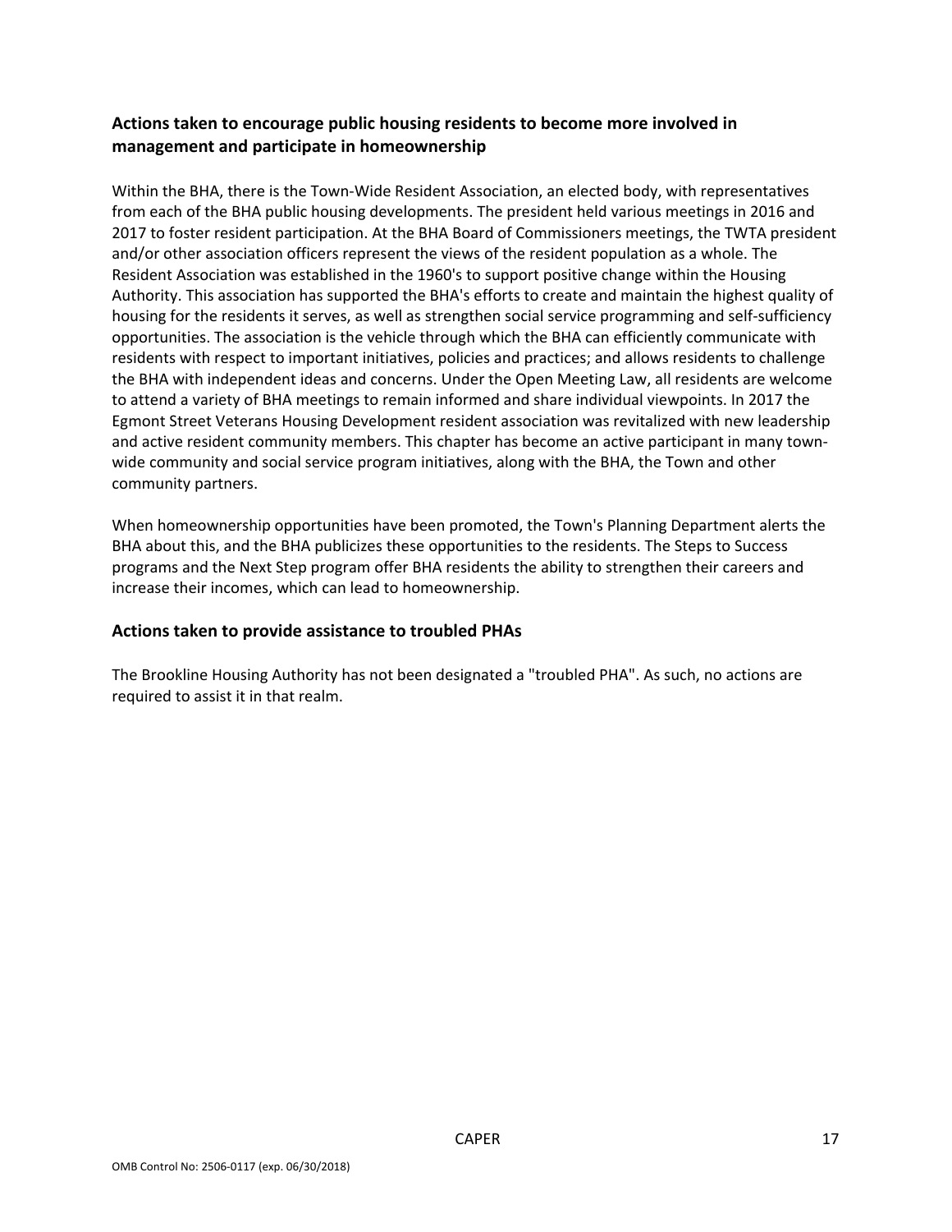## Actions taken to encourage public housing residents to become more involved in management and participate in homeownership

Within the BHA, there is the Town-Wide Resident Association, an elected body, with representatives from each of the BHA public housing developments. The president held various meetings in 2016 and 2017 to foster resident participation. At the BHA Board of Commissioners meetings, the TWTA president and/or other association officers represent the views of the resident population as a whole. The Resident Association was established in the 1960's to support positive change within the Housing Authority. This association has supported the BHA's efforts to create and maintain the highest quality of housing for the residents it serves, as well as strengthen social service programming and self-sufficiency opportunities. The association is the vehicle through which the BHA can efficiently communicate with residents with respect to important initiatives, policies and practices; and allows residents to challenge the BHA with independent ideas and concerns. Under the Open Meeting Law, all residents are welcome to attend a variety of BHA meetings to remain informed and share individual viewpoints. In 2017 the Egmont Street Veterans Housing Development resident association was revitalized with new leadership and active resident community members. This chapter has become an active participant in many town-wide community and social service program initiatives, along with the BHA, the Town and other community partners.

When homeownership opportunities have been promoted, the Town's Planning Department alerts the BHA about this, and the BHA publicizes these opportunities to the residents. The Steps to Success programs and the Next Step program offer BHA residents the ability to strengthen their careers and increase their incomes, which can lead to homeownership.

## Actions taken to provide assistance to troubled PHAs

The Brookline Housing Authority has not been designated a "troubled PHA". As such, no actions are required to assist it in that realm.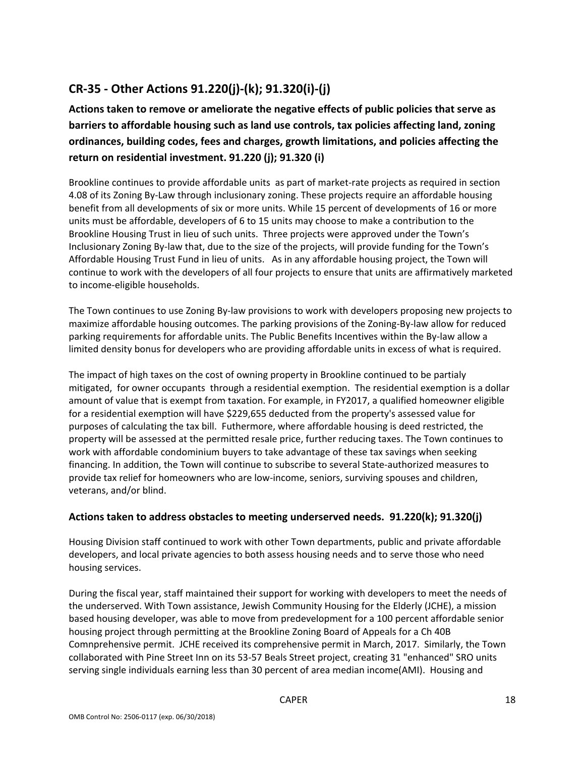## CR-35 - Other Actions 91.220(j)-(k); 91.320(i)-(j)

### Actions taken to remove or ameliorate the negative effects of public policies that serve as barriers to affordable housing such as land use controls, tax policies affecting land, zoning ordinances, building codes, fees and charges, growth limitations, and policies affecting the return on residential investment. 91.220 (j); 91.320 (i)

Brookline continues to provide affordable units as part of market-rate projects as required in section 4.08 of its Zoning By-Law through inclusionary zoning. These projects require an affordable housing benefit from all developments of six or more units. While 15 percent of developments of 16 or more units must be affordable, developers of 6 to 15 units may choose to make a contribution to the Brookline Housing Trust in lieu of such units. Three projects were approved under the Town's Inclusionary Zoning By-law that, due to the size of the projects, will provide funding for the Town's Affordable Housing Trust Fund in lieu of units. As in any affordable housing project, the Town will continue to work with the developers of all four projects to ensure that units are affirmatively marketed to income-eligible households.

The Town continues to use Zoning By-law provisions to work with developers proposing new projects to maximize affordable housing outcomes. The parking provisions of the Zoning-By-law allow for reduced parking requirements for affordable units. The Public Benefits Incentives within the By-law allow a limited density bonus for developers who are providing affordable units in excess of what is required.

The impact of high taxes on the cost of owning property in Brookline continued to be partialy mitigated, for owner occupants through a residential exemption. The residential exemption is a dollar amount of value that is exempt from taxation. For example, in FY2017, a qualified homeowner eligible for a residential exemption will have $229,655 deducted from the property's assessed value for purposes of calculating the tax bill. Futhermore, where affordable housing is deed restricted, the property will be assessed at the permitted resale price, further reducing taxes. The Town continues to work with affordable condominium buyers to take advantage of these tax savings when seeking financing. In addition, the Town will continue to subscribe to several State-authorized measures to provide tax relief for homeowners who are low-income, seniors, surviving spouses and children, veterans, and/or blind.

### Actions taken to address obstacles to meeting underserved needs. 91.220(k); 91.320(j)

Housing Division staff continued to work with other Town departments, public and private affordable developers, and local private agencies to both assess housing needs and to serve those who need housing services.

During the fiscal year, staff maintained their support for working with developers to meet the needs of the underserved. With Town assistance, Jewish Community Housing for the Elderly (JCHE), a mission based housing developer, was able to move from predevelopment for a 100 percent affordable senior housing project through permitting at the Brookline Zoning Board of Appeals for a Ch 40B Comnprehensive permit. JCHE received its comprehensive permit in March, 2017. Similarly, the Town collaborated with Pine Street Inn on its 53-57 Beals Street project, creating 31 "enhanced" SRO units serving single individuals earning less than 30 percent of area median income(AMI). Housing and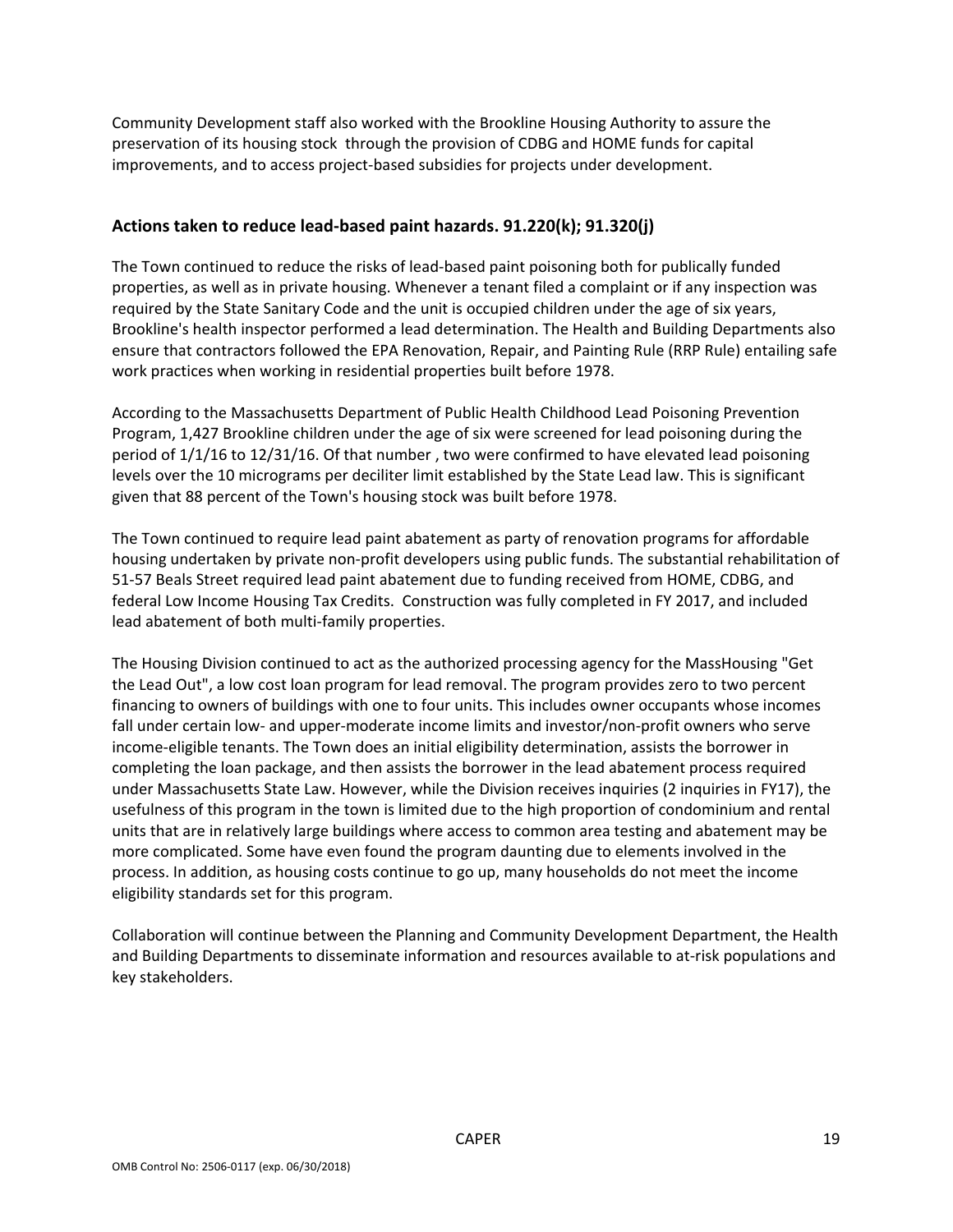Community Development staff also worked with the Brookline Housing Authority to assure the preservation of its housing stock through the provision of CDBG and HOME funds for capital improvements, and to access project-based subsidies for projects under development.

## Actions taken to reduce lead-based paint hazards. 91.220(k); 91.320(j)

The Town continued to reduce the risks of lead-based paint poisoning both for publically funded properties, as well as in private housing. Whenever a tenant filed a complaint or if any inspection was required by the State Sanitary Code and the unit is occupied children under the age of six years, Brookline's health inspector performed a lead determination. The Health and Building Departments also ensure that contractors followed the EPA Renovation, Repair, and Painting Rule (RRP Rule) entailing safe work practices when working in residential properties built before 1978.

According to the Massachusetts Department of Public Health Childhood Lead Poisoning Prevention Program, 1,427 Brookline children under the age of six were screened for lead poisoning during the period of 1/1/16 to 12/31/16. Of that number , two were confirmed to have elevated lead poisoning levels over the 10 micrograms per deciliter limit established by the State Lead law. This is significant given that 88 percent of the Town's housing stock was built before 1978.

The Town continued to require lead paint abatement as party of renovation programs for affordable housing undertaken by private non-profit developers using public funds. The substantial rehabilitation of 51-57 Beals Street required lead paint abatement due to funding received from HOME, CDBG, and federal Low Income Housing Tax Credits. Construction was fully completed in FY 2017, and included lead abatement of both multi-family properties.

The Housing Division continued to act as the authorized processing agency for the MassHousing "Get the Lead Out", a low cost loan program for lead removal. The program provides zero to two percent financing to owners of buildings with one to four units. This includes owner occupants whose incomes fall under certain low- and upper-moderate income limits and investor/non-profit owners who serve income-eligible tenants. The Town does an initial eligibility determination, assists the borrower in completing the loan package, and then assists the borrower in the lead abatement process required under Massachusetts State Law. However, while the Division receives inquiries (2 inquiries in FY17), the usefulness of this program in the town is limited due to the high proportion of condominium and rental units that are in relatively large buildings where access to common area testing and abatement may be more complicated. Some have even found the program daunting due to elements involved in the process. In addition, as housing costs continue to go up, many households do not meet the income eligibility standards set for this program.

Collaboration will continue between the Planning and Community Development Department, the Health and Building Departments to disseminate information and resources available to at-risk populations and key stakeholders.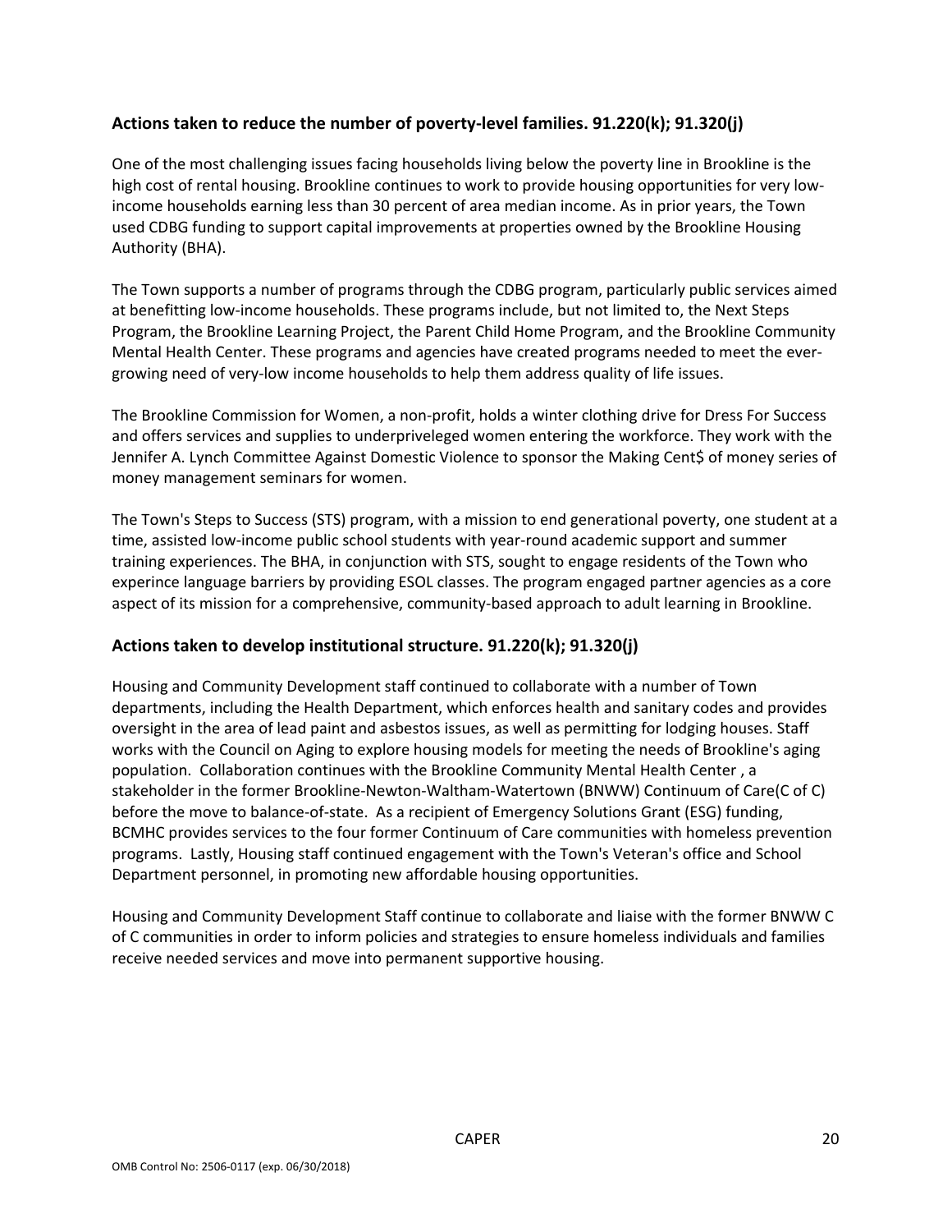## Actions taken to reduce the number of poverty-level families. 91.220(k); 91.320(j)

One of the most challenging issues facing households living below the poverty line in Brookline is the high cost of rental housing. Brookline continues to work to provide housing opportunities for very low-income households earning less than 30 percent of area median income. As in prior years, the Town used CDBG funding to support capital improvements at properties owned by the Brookline Housing Authority (BHA).

The Town supports a number of programs through the CDBG program, particularly public services aimed at benefitting low-income households. These programs include, but not limited to, the Next Steps Program, the Brookline Learning Project, the Parent Child Home Program, and the Brookline Community Mental Health Center. These programs and agencies have created programs needed to meet the ever-growing need of very-low income households to help them address quality of life issues.

The Brookline Commission for Women, a non-profit, holds a winter clothing drive for Dress For Success and offers services and supplies to underpriveleged women entering the workforce. They work with the Jennifer A. Lynch Committee Against Domestic Violence to sponsor the Making Cent$ of money series of money management seminars for women.

The Town's Steps to Success (STS) program, with a mission to end generational poverty, one student at a time, assisted low-income public school students with year-round academic support and summer training experiences. The BHA, in conjunction with STS, sought to engage residents of the Town who experince language barriers by providing ESOL classes. The program engaged partner agencies as a core aspect of its mission for a comprehensive, community-based approach to adult learning in Brookline.

## Actions taken to develop institutional structure. 91.220(k); 91.320(j)

Housing and Community Development staff continued to collaborate with a number of Town departments, including the Health Department, which enforces health and sanitary codes and provides oversight in the area of lead paint and asbestos issues, as well as permitting for lodging houses. Staff works with the Council on Aging to explore housing models for meeting the needs of Brookline's aging population. Collaboration continues with the Brookline Community Mental Health Center , a stakeholder in the former Brookline-Newton-Waltham-Watertown (BNWW) Continuum of Care(C of C) before the move to balance-of-state. As a recipient of Emergency Solutions Grant (ESG) funding, BCMHC provides services to the four former Continuum of Care communities with homeless prevention programs. Lastly, Housing staff continued engagement with the Town's Veteran's office and School Department personnel, in promoting new affordable housing opportunities.

Housing and Community Development Staff continue to collaborate and liaise with the former BNWW C of C communities in order to inform policies and strategies to ensure homeless individuals and families receive needed services and move into permanent supportive housing.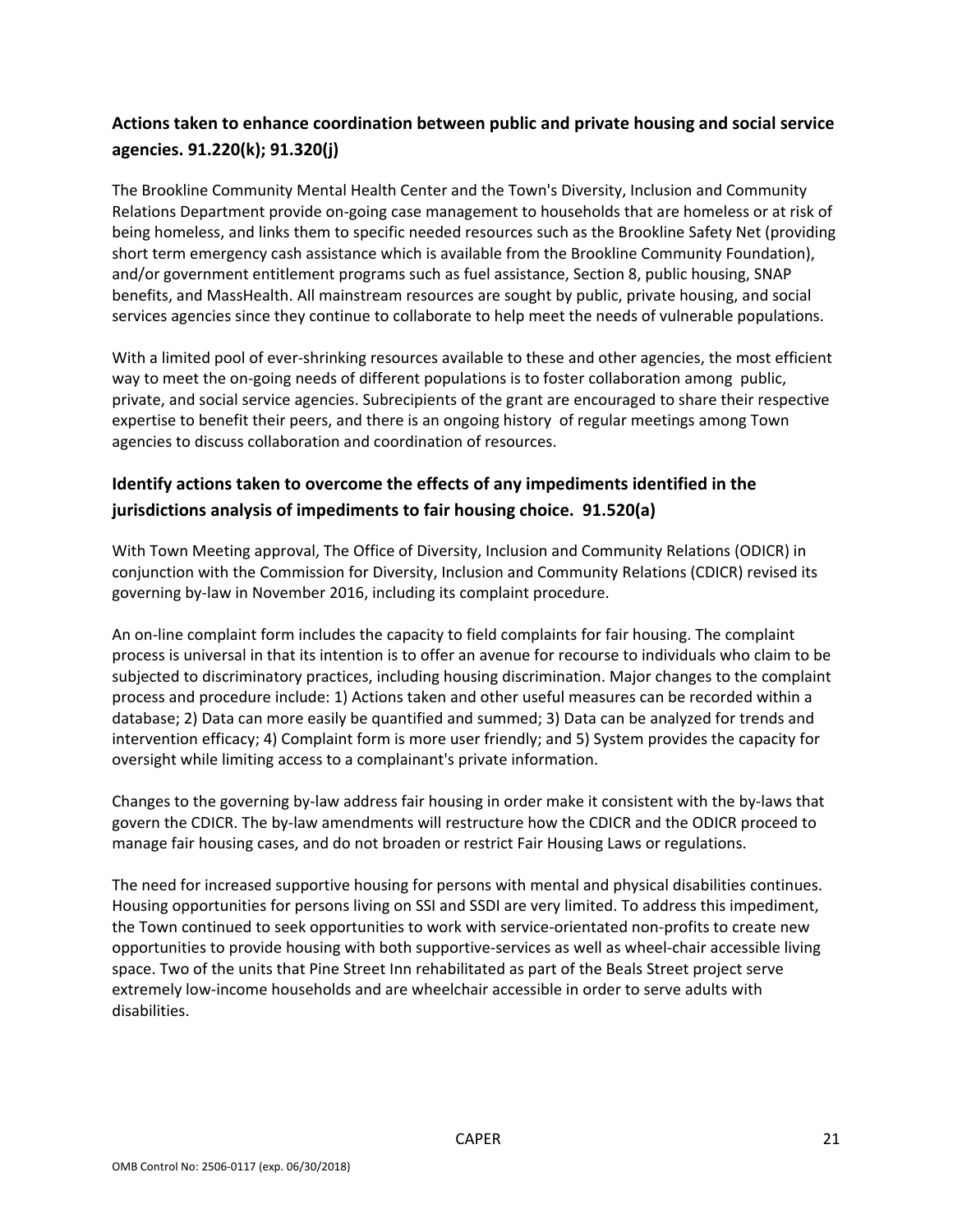## Actions taken to enhance coordination between public and private housing and social service agencies. 91.220(k); 91.320(j)

The Brookline Community Mental Health Center and the Town's Diversity, Inclusion and Community Relations Department provide on-going case management to households that are homeless or at risk of being homeless, and links them to specific needed resources such as the Brookline Safety Net (providing short term emergency cash assistance which is available from the Brookline Community Foundation), and/or government entitlement programs such as fuel assistance, Section 8, public housing, SNAP benefits, and MassHealth. All mainstream resources are sought by public, private housing, and social services agencies since they continue to collaborate to help meet the needs of vulnerable populations.

With a limited pool of ever-shrinking resources available to these and other agencies, the most efficient way to meet the on-going needs of different populations is to foster collaboration among public, private, and social service agencies. Subrecipients of the grant are encouraged to share their respective expertise to benefit their peers, and there is an ongoing history of regular meetings among Town agencies to discuss collaboration and coordination of resources.

## Identify actions taken to overcome the effects of any impediments identified in the jurisdictions analysis of impediments to fair housing choice. 91.520(a)

With Town Meeting approval, The Office of Diversity, Inclusion and Community Relations (ODICR) in conjunction with the Commission for Diversity, Inclusion and Community Relations (CDICR) revised its governing by-law in November 2016, including its complaint procedure.

An on-line complaint form includes the capacity to field complaints for fair housing. The complaint process is universal in that its intention is to offer an avenue for recourse to individuals who claim to be subjected to discriminatory practices, including housing discrimination. Major changes to the complaint process and procedure include: 1) Actions taken and other useful measures can be recorded within a database; 2) Data can more easily be quantified and summed; 3) Data can be analyzed for trends and intervention efficacy; 4) Complaint form is more user friendly; and 5) System provides the capacity for oversight while limiting access to a complainant's private information.

Changes to the governing by-law address fair housing in order make it consistent with the by-laws that govern the CDICR. The by-law amendments will restructure how the CDICR and the ODICR proceed to manage fair housing cases, and do not broaden or restrict Fair Housing Laws or regulations.

The need for increased supportive housing for persons with mental and physical disabilities continues. Housing opportunities for persons living on SSI and SSDI are very limited. To address this impediment, the Town continued to seek opportunities to work with service-orientated non-profits to create new opportunities to provide housing with both supportive-services as well as wheel-chair accessible living space. Two of the units that Pine Street Inn rehabilitated as part of the Beals Street project serve extremely low-income households and are wheelchair accessible in order to serve adults with disabilities.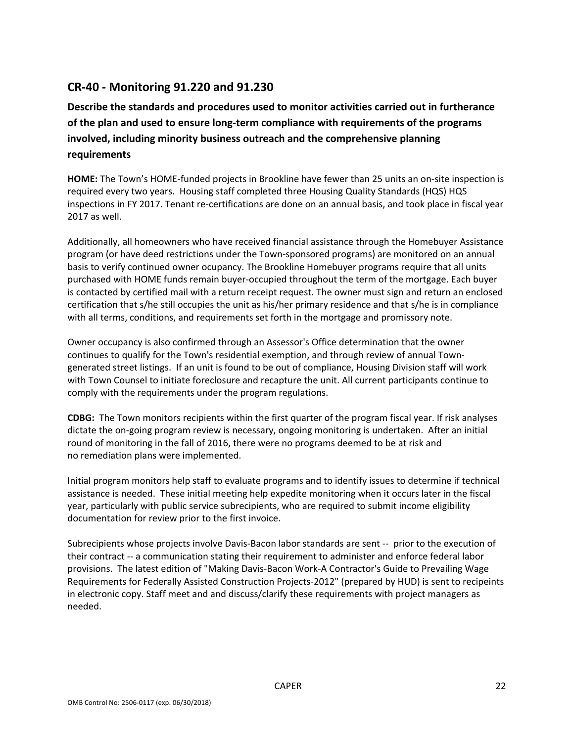## CR-40 - Monitoring 91.220 and 91.230

### Describe the standards and procedures used to monitor activities carried out in furtherance of the plan and used to ensure long-term compliance with requirements of the programs involved, including minority business outreach and the comprehensive planning requirements

**HOME:** The Town's HOME-funded projects in Brookline have fewer than 25 units an on-site inspection is required every two years. Housing staff completed three Housing Quality Standards (HQS) HQS inspections in FY 2017. Tenant re-certifications are done on an annual basis, and took place in fiscal year 2017 as well.

Additionally, all homeowners who have received financial assistance through the Homebuyer Assistance program (or have deed restrictions under the Town-sponsored programs) are monitored on an annual basis to verify continued owner ocupancy. The Brookline Homebuyer programs require that all units purchased with HOME funds remain buyer-occupied throughout the term of the mortgage. Each buyer is contacted by certified mail with a return receipt request. The owner must sign and return an enclosed certification that s/he still occupies the unit as his/her primary residence and that s/he is in compliance with all terms, conditions, and requirements set forth in the mortgage and promissory note.

Owner occupancy is also confirmed through an Assessor's Office determination that the owner continues to qualify for the Town's residential exemption, and through review of annual Town-generated street listings. If an unit is found to be out of compliance, Housing Division staff will work with Town Counsel to initiate foreclosure and recapture the unit. All current participants continue to comply with the requirements under the program regulations.

**CDBG:** The Town monitors recipients within the first quarter of the program fiscal year. If risk analyses dictate the on-going program review is necessary, ongoing monitoring is undertaken. After an initial round of monitoring in the fall of 2016, there were no programs deemed to be at risk and no remediation plans were implemented.

Initial program monitors help staff to evaluate programs and to identify issues to determine if technical assistance is needed. These initial meeting help expedite monitoring when it occurs later in the fiscal year, particularly with public service subrecipients, who are required to submit income eligibility documentation for review prior to the first invoice.

Subrecipients whose projects involve Davis-Bacon labor standards are sent -- prior to the execution of their contract -- a communication stating their requirement to administer and enforce federal labor provisions. The latest edition of "Making Davis-Bacon Work-A Contractor's Guide to Prevailing Wage Requirements for Federally Assisted Construction Projects-2012" (prepared by HUD) is sent to recipeints in electronic copy. Staff meet and and discuss/clarify these requirements with project managers as needed.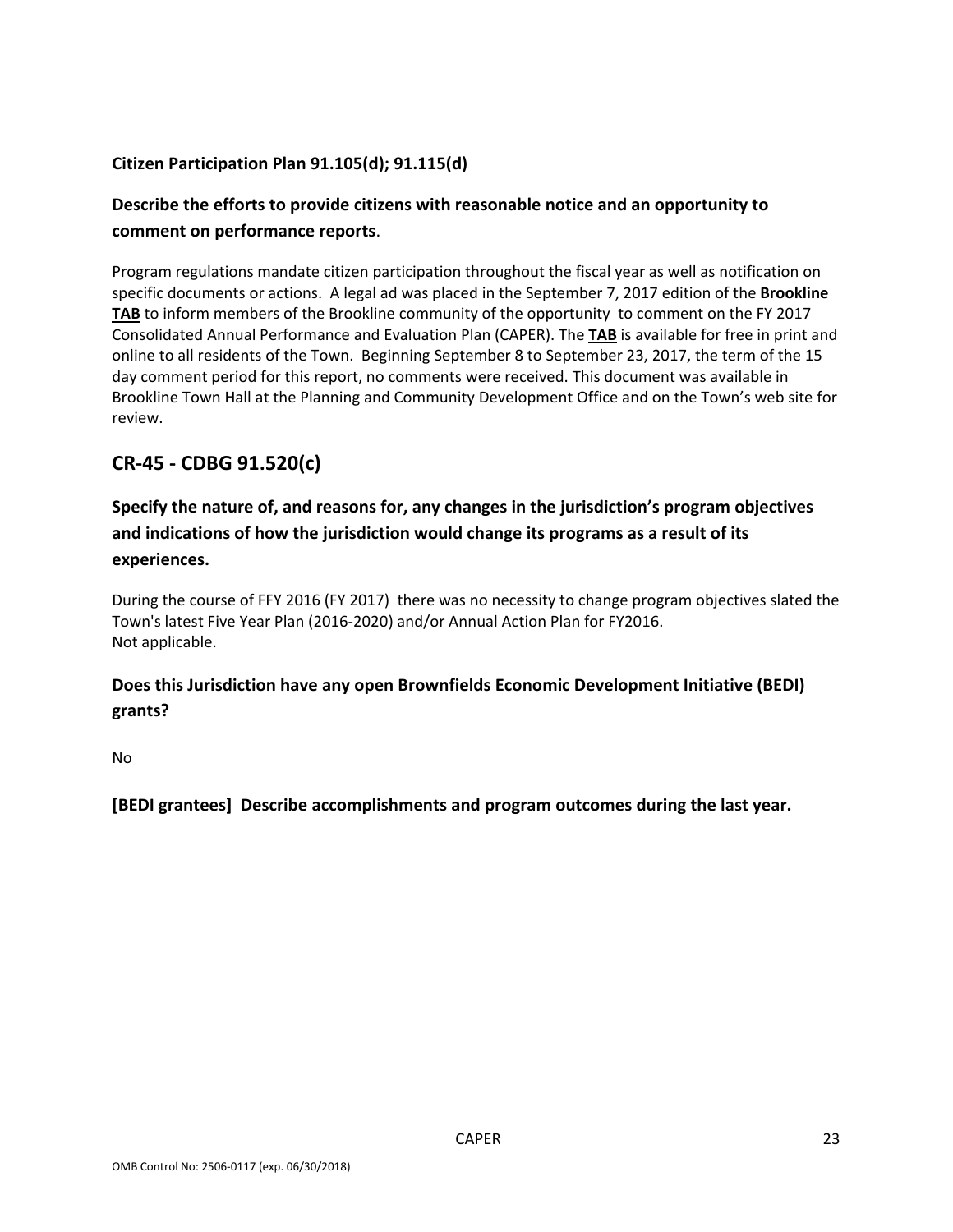**Citizen Participation Plan 91.105(d); 91.115(d)**

**Describe the efforts to provide citizens with reasonable notice and an opportunity to comment on performance reports.**

Program regulations mandate citizen participation throughout the fiscal year as well as notification on specific documents or actions. A legal ad was placed in the September 7, 2017 edition of the **Brookline TAB** to inform members of the Brookline community of the opportunity to comment on the FY 2017 Consolidated Annual Performance and Evaluation Plan (CAPER). The **TAB** is available for free in print and online to all residents of the Town. Beginning September 8 to September 23, 2017, the term of the 15 day comment period for this report, no comments were received. This document was available in Brookline Town Hall at the Planning and Community Development Office and on the Town's web site for review.

## CR-45 - CDBG 91.520(c)

**Specify the nature of, and reasons for, any changes in the jurisdiction's program objectives and indications of how the jurisdiction would change its programs as a result of its experiences.**

During the course of FFY 2016 (FY 2017) there was no necessity to change program objectives slated the Town's latest Five Year Plan (2016-2020) and/or Annual Action Plan for FY2016.
Not applicable.

**Does this Jurisdiction have any open Brownfields Economic Development Initiative (BEDI) grants?**

No

**[BEDI grantees] Describe accomplishments and program outcomes during the last year.**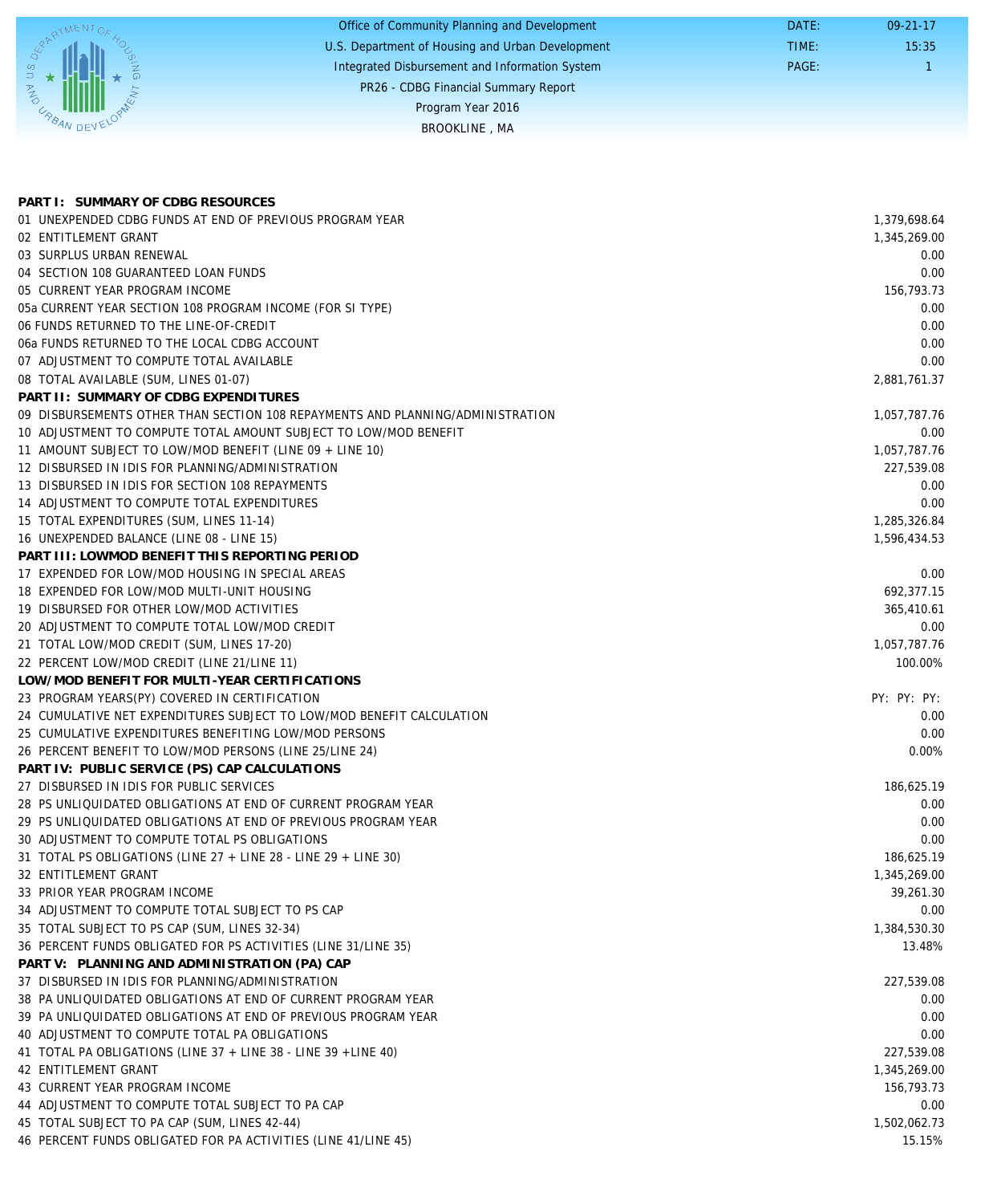Office of Community Planning and Development
U.S. Department of Housing and Urban Development
Integrated Disbursement and Information System
PR26 - CDBG Financial Summary Report
Program Year 2016
BROOKLINE , MA

DATE: 09-21-17
TIME: 15:35
PAGE: 1

| **PART I: SUMMARY OF CDBG RESOURCES** | |
|---|---|
| 01 UNEXPENDED CDBG FUNDS AT END OF PREVIOUS PROGRAM YEAR | 1,379,698.64 |
| 02 ENTITLEMENT GRANT | 1,345,269.00 |
| 03 SURPLUS URBAN RENEWAL | 0.00 |
| 04 SECTION 108 GUARANTEED LOAN FUNDS | 0.00 |
| 05 CURRENT YEAR PROGRAM INCOME | 156,793.73 |
| 05a CURRENT YEAR SECTION 108 PROGRAM INCOME (FOR SI TYPE) | 0.00 |
| 06 FUNDS RETURNED TO THE LINE-OF-CREDIT | 0.00 |
| 06a FUNDS RETURNED TO THE LOCAL CDBG ACCOUNT | 0.00 |
| 07 ADJUSTMENT TO COMPUTE TOTAL AVAILABLE | 0.00 |
| 08 TOTAL AVAILABLE (SUM, LINES 01-07) | 2,881,761.37 |
| **PART II: SUMMARY OF CDBG EXPENDITURES** | |
| 09 DISBURSEMENTS OTHER THAN SECTION 108 REPAYMENTS AND PLANNING/ADMINISTRATION | 1,057,787.76 |
| 10 ADJUSTMENT TO COMPUTE TOTAL AMOUNT SUBJECT TO LOW/MOD BENEFIT | 0.00 |
| 11 AMOUNT SUBJECT TO LOW/MOD BENEFIT (LINE 09 + LINE 10) | 1,057,787.76 |
| 12 DISBURSED IN IDIS FOR PLANNING/ADMINISTRATION | 227,539.08 |
| 13 DISBURSED IN IDIS FOR SECTION 108 REPAYMENTS | 0.00 |
| 14 ADJUSTMENT TO COMPUTE TOTAL EXPENDITURES | 0.00 |
| 15 TOTAL EXPENDITURES (SUM, LINES 11-14) | 1,285,326.84 |
| 16 UNEXPENDED BALANCE (LINE 08 - LINE 15) | 1,596,434.53 |
| **PART III: LOWMOD BENEFIT THIS REPORTING PERIOD** | |
| 17 EXPENDED FOR LOW/MOD HOUSING IN SPECIAL AREAS | 0.00 |
| 18 EXPENDED FOR LOW/MOD MULTI-UNIT HOUSING | 692,377.15 |
| 19 DISBURSED FOR OTHER LOW/MOD ACTIVITIES | 365,410.61 |
| 20 ADJUSTMENT TO COMPUTE TOTAL LOW/MOD CREDIT | 0.00 |
| 21 TOTAL LOW/MOD CREDIT (SUM, LINES 17-20) | 1,057,787.76 |
| 22 PERCENT LOW/MOD CREDIT (LINE 21/LINE 11) | 100.00% |
| **LOW/MOD BENEFIT FOR MULTI-YEAR CERTIFICATIONS** | |
| 23 PROGRAM YEARS(PY) COVERED IN CERTIFICATION | PY: PY: PY: |
| 24 CUMULATIVE NET EXPENDITURES SUBJECT TO LOW/MOD BENEFIT CALCULATION | 0.00 |
| 25 CUMULATIVE EXPENDITURES BENEFITING LOW/MOD PERSONS | 0.00 |
| 26 PERCENT BENEFIT TO LOW/MOD PERSONS (LINE 25/LINE 24) | 0.00% |
| **PART IV: PUBLIC SERVICE (PS) CAP CALCULATIONS** | |
| 27 DISBURSED IN IDIS FOR PUBLIC SERVICES | 186,625.19 |
| 28 PS UNLIQUIDATED OBLIGATIONS AT END OF CURRENT PROGRAM YEAR | 0.00 |
| 29 PS UNLIQUIDATED OBLIGATIONS AT END OF PREVIOUS PROGRAM YEAR | 0.00 |
| 30 ADJUSTMENT TO COMPUTE TOTAL PS OBLIGATIONS | 0.00 |
| 31 TOTAL PS OBLIGATIONS (LINE 27 + LINE 28 - LINE 29 + LINE 30) | 186,625.19 |
| 32 ENTITLEMENT GRANT | 1,345,269.00 |
| 33 PRIOR YEAR PROGRAM INCOME | 39,261.30 |
| 34 ADJUSTMENT TO COMPUTE TOTAL SUBJECT TO PS CAP | 0.00 |
| 35 TOTAL SUBJECT TO PS CAP (SUM, LINES 32-34) | 1,384,530.30 |
| 36 PERCENT FUNDS OBLIGATED FOR PS ACTIVITIES (LINE 31/LINE 35) | 13.48% |
| **PART V: PLANNING AND ADMINISTRATION (PA) CAP** | |
| 37 DISBURSED IN IDIS FOR PLANNING/ADMINISTRATION | 227,539.08 |
| 38 PA UNLIQUIDATED OBLIGATIONS AT END OF CURRENT PROGRAM YEAR | 0.00 |
| 39 PA UNLIQUIDATED OBLIGATIONS AT END OF PREVIOUS PROGRAM YEAR | 0.00 |
| 40 ADJUSTMENT TO COMPUTE TOTAL PA OBLIGATIONS | 0.00 |
| 41 TOTAL PA OBLIGATIONS (LINE 37 + LINE 38 - LINE 39 +LINE 40) | 227,539.08 |
| 42 ENTITLEMENT GRANT | 1,345,269.00 |
| 43 CURRENT YEAR PROGRAM INCOME | 156,793.73 |
| 44 ADJUSTMENT TO COMPUTE TOTAL SUBJECT TO PA CAP | 0.00 |
| 45 TOTAL SUBJECT TO PA CAP (SUM, LINES 42-44) | 1,502,062.73 |
| 46 PERCENT FUNDS OBLIGATED FOR PA ACTIVITIES (LINE 41/LINE 45) | 15.15% |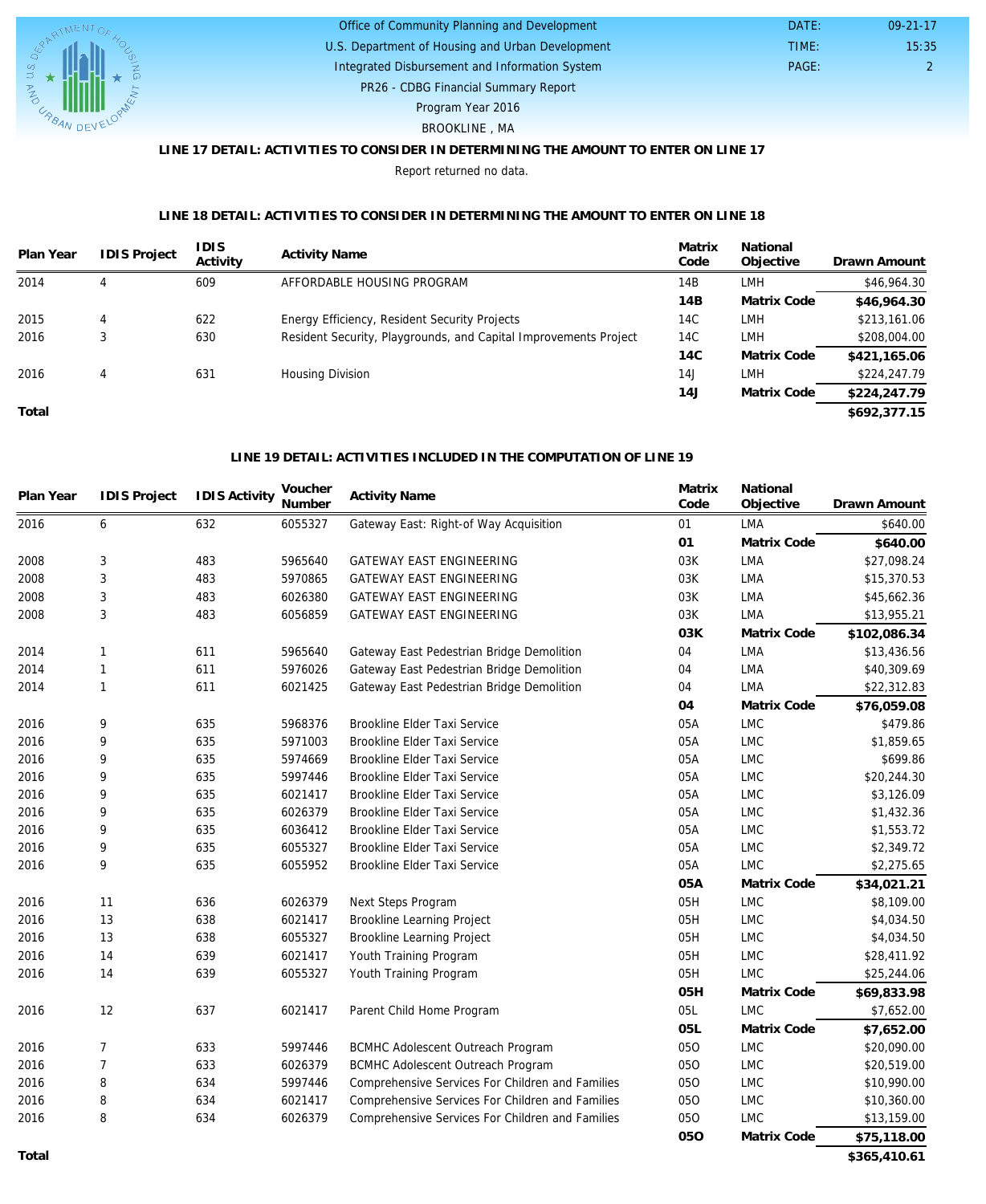Office of Community Planning and Development
U.S. Department of Housing and Urban Development
Integrated Disbursement and Information System
PR26 - CDBG Financial Summary Report
Program Year 2016
BROOKLINE , MA

DATE: 09-21-17
TIME: 15:35
PAGE: 2

### LINE 17 DETAIL: ACTIVITIES TO CONSIDER IN DETERMINING THE AMOUNT TO ENTER ON LINE 17

Report returned no data.

### LINE 18 DETAIL: ACTIVITIES TO CONSIDER IN DETERMINING THE AMOUNT TO ENTER ON LINE 18

| Plan Year | IDIS Project | IDIS Activity | Activity Name | Matrix Code | National Objective | Drawn Amount |
|---|---|---|---|---|---|---|
| 2014 | 4 | 609 | AFFORDABLE HOUSING PROGRAM | 14B | LMH | $46,964.30 |
| | | | | **14B** | **Matrix Code** | **$46,964.30** |
| 2015 | 4 | 622 | Energy Efficiency, Resident Security Projects | 14C | LMH | $213,161.06 |
| 2016 | 3 | 630 | Resident Security, Playgrounds, and Capital Improvements Project | 14C | LMH | $208,004.00 |
| | | | | **14C** | **Matrix Code** | **$421,165.06** |
| 2016 | 4 | 631 | Housing Division | 14J | LMH | $224,247.79 |
| | | | | **14J** | **Matrix Code** | **$224,247.79** |
| **Total** | | | | | | **$692,377.15** |

### LINE 19 DETAIL: ACTIVITIES INCLUDED IN THE COMPUTATION OF LINE 19

| Plan Year | IDIS Project | IDIS Activity | Voucher Number | Activity Name | Matrix Code | National Objective | Drawn Amount |
|---|---|---|---|---|---|---|---|
| 2016 | 6 | 632 | 6055327 | Gateway East: Right-of Way Acquisition | 01 | LMA | $640.00 |
| | | | | | **01** | **Matrix Code** | **$640.00** |
| 2008 | 3 | 483 | 5965640 | GATEWAY EAST ENGINEERING | 03K | LMA | $27,098.24 |
| 2008 | 3 | 483 | 5970865 | GATEWAY EAST ENGINEERING | 03K | LMA | $15,370.53 |
| 2008 | 3 | 483 | 6026380 | GATEWAY EAST ENGINEERING | 03K | LMA | $45,662.36 |
| 2008 | 3 | 483 | 6056859 | GATEWAY EAST ENGINEERING | 03K | LMA | $13,955.21 |
| | | | | | **03K** | **Matrix Code** | **$102,086.34** |
| 2014 | 1 | 611 | 5965640 | Gateway East Pedestrian Bridge Demolition | 04 | LMA | $13,436.56 |
| 2014 | 1 | 611 | 5976026 | Gateway East Pedestrian Bridge Demolition | 04 | LMA | $40,309.69 |
| 2014 | 1 | 611 | 6021425 | Gateway East Pedestrian Bridge Demolition | 04 | LMA | $22,312.83 |
| | | | | | **04** | **Matrix Code** | **$76,059.08** |
| 2016 | 9 | 635 | 5968376 | Brookline Elder Taxi Service | 05A | LMC | $479.86 |
| 2016 | 9 | 635 | 5971003 | Brookline Elder Taxi Service | 05A | LMC | $1,859.65 |
| 2016 | 9 | 635 | 5974669 | Brookline Elder Taxi Service | 05A | LMC | $699.86 |
| 2016 | 9 | 635 | 5997446 | Brookline Elder Taxi Service | 05A | LMC | $20,244.30 |
| 2016 | 9 | 635 | 6021417 | Brookline Elder Taxi Service | 05A | LMC | $3,126.09 |
| 2016 | 9 | 635 | 6026379 | Brookline Elder Taxi Service | 05A | LMC | $1,432.36 |
| 2016 | 9 | 635 | 6036412 | Brookline Elder Taxi Service | 05A | LMC | $1,553.72 |
| 2016 | 9 | 635 | 6055327 | Brookline Elder Taxi Service | 05A | LMC | $2,349.72 |
| 2016 | 9 | 635 | 6055952 | Brookline Elder Taxi Service | 05A | LMC | $2,275.65 |
| | | | | | **05A** | **Matrix Code** | **$34,021.21** |
| 2016 | 11 | 636 | 6026379 | Next Steps Program | 05H | LMC | $8,109.00 |
| 2016 | 13 | 638 | 6021417 | Brookline Learning Project | 05H | LMC | $4,034.50 |
| 2016 | 13 | 638 | 6055327 | Brookline Learning Project | 05H | LMC | $4,034.50 |
| 2016 | 14 | 639 | 6021417 | Youth Training Program | 05H | LMC | $28,411.92 |
| 2016 | 14 | 639 | 6055327 | Youth Training Program | 05H | LMC | $25,244.06 |
| | | | | | **05H** | **Matrix Code** | **$69,833.98** |
| 2016 | 12 | 637 | 6021417 | Parent Child Home Program | 05L | LMC | $7,652.00 |
| | | | | | **05L** | **Matrix Code** | **$7,652.00** |
| 2016 | 7 | 633 | 5997446 | BCMHC Adolescent Outreach Program | 05O | LMC | $20,090.00 |
| 2016 | 7 | 633 | 6026379 | BCMHC Adolescent Outreach Program | 05O | LMC | $20,519.00 |
| 2016 | 8 | 634 | 5997446 | Comprehensive Services For Children and Families | 05O | LMC | $10,990.00 |
| 2016 | 8 | 634 | 6021417 | Comprehensive Services For Children and Families | 05O | LMC | $10,360.00 |
| 2016 | 8 | 634 | 6026379 | Comprehensive Services For Children and Families | 05O | LMC | $13,159.00 |
| | | | | | **05O** | **Matrix Code** | **$75,118.00** |
| **Total** | | | | | | | **$365,410.61** |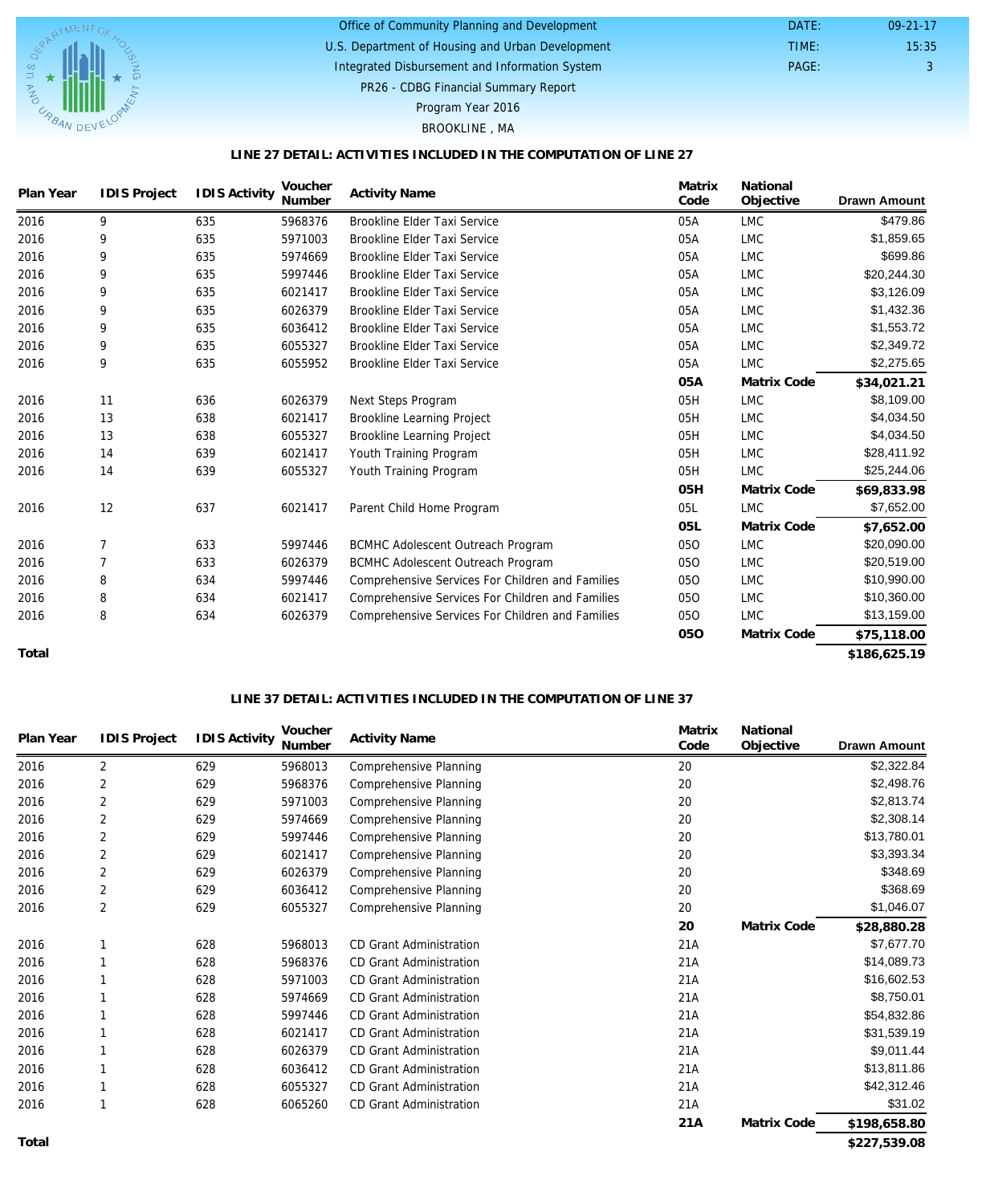Office of Community Planning and Development
U.S. Department of Housing and Urban Development
Integrated Disbursement and Information System
PR26 - CDBG Financial Summary Report
Program Year 2016
BROOKLINE , MA

DATE: 09-21-17
TIME: 15:35
PAGE: 3

### LINE 27 DETAIL: ACTIVITIES INCLUDED IN THE COMPUTATION OF LINE 27

| Plan Year | IDIS Project | IDIS Activity | Voucher Number | Activity Name | Matrix Code | National Objective | Drawn Amount |
|---|---|---|---|---|---|---|---|
| 2016 | 9 | 635 | 5968376 | Brookline Elder Taxi Service | 05A | LMC | $479.86 |
| 2016 | 9 | 635 | 5971003 | Brookline Elder Taxi Service | 05A | LMC | $1,859.65 |
| 2016 | 9 | 635 | 5974669 | Brookline Elder Taxi Service | 05A | LMC | $699.86 |
| 2016 | 9 | 635 | 5997446 | Brookline Elder Taxi Service | 05A | LMC | $20,244.30 |
| 2016 | 9 | 635 | 6021417 | Brookline Elder Taxi Service | 05A | LMC | $3,126.09 |
| 2016 | 9 | 635 | 6026379 | Brookline Elder Taxi Service | 05A | LMC | $1,432.36 |
| 2016 | 9 | 635 | 6036412 | Brookline Elder Taxi Service | 05A | LMC | $1,553.72 |
| 2016 | 9 | 635 | 6055327 | Brookline Elder Taxi Service | 05A | LMC | $2,349.72 |
| 2016 | 9 | 635 | 6055952 | Brookline Elder Taxi Service | 05A | LMC | $2,275.65 |
| | | | | | **05A** | **Matrix Code** | **$34,021.21** |
| 2016 | 11 | 636 | 6026379 | Next Steps Program | 05H | LMC | $8,109.00 |
| 2016 | 13 | 638 | 6021417 | Brookline Learning Project | 05H | LMC | $4,034.50 |
| 2016 | 13 | 638 | 6055327 | Brookline Learning Project | 05H | LMC | $4,034.50 |
| 2016 | 14 | 639 | 6021417 | Youth Training Program | 05H | LMC | $28,411.92 |
| 2016 | 14 | 639 | 6055327 | Youth Training Program | 05H | LMC | $25,244.06 |
| | | | | | **05H** | **Matrix Code** | **$69,833.98** |
| 2016 | 12 | 637 | 6021417 | Parent Child Home Program | 05L | LMC | $7,652.00 |
| | | | | | **05L** | **Matrix Code** | **$7,652.00** |
| 2016 | 7 | 633 | 5997446 | BCMHC Adolescent Outreach Program | 05O | LMC | $20,090.00 |
| 2016 | 7 | 633 | 6026379 | BCMHC Adolescent Outreach Program | 05O | LMC | $20,519.00 |
| 2016 | 8 | 634 | 5997446 | Comprehensive Services For Children and Families | 05O | LMC | $10,990.00 |
| 2016 | 8 | 634 | 6021417 | Comprehensive Services For Children and Families | 05O | LMC | $10,360.00 |
| 2016 | 8 | 634 | 6026379 | Comprehensive Services For Children and Families | 05O | LMC | $13,159.00 |
| | | | | | **05O** | **Matrix Code** | **$75,118.00** |
| **Total** | | | | | | | **$186,625.19** |

### LINE 37 DETAIL: ACTIVITIES INCLUDED IN THE COMPUTATION OF LINE 37

| Plan Year | IDIS Project | IDIS Activity | Voucher Number | Activity Name | Matrix Code | National Objective | Drawn Amount |
|---|---|---|---|---|---|---|---|
| 2016 | 2 | 629 | 5968013 | Comprehensive Planning | 20 | | $2,322.84 |
| 2016 | 2 | 629 | 5968376 | Comprehensive Planning | 20 | | $2,498.76 |
| 2016 | 2 | 629 | 5971003 | Comprehensive Planning | 20 | | $2,813.74 |
| 2016 | 2 | 629 | 5974669 | Comprehensive Planning | 20 | | $2,308.14 |
| 2016 | 2 | 629 | 5997446 | Comprehensive Planning | 20 | | $13,780.01 |
| 2016 | 2 | 629 | 6021417 | Comprehensive Planning | 20 | | $3,393.34 |
| 2016 | 2 | 629 | 6026379 | Comprehensive Planning | 20 | | $348.69 |
| 2016 | 2 | 629 | 6036412 | Comprehensive Planning | 20 | | $368.69 |
| 2016 | 2 | 629 | 6055327 | Comprehensive Planning | 20 | | $1,046.07 |
| | | | | | **20** | **Matrix Code** | **$28,880.28** |
| 2016 | 1 | 628 | 5968013 | CD Grant Administration | 21A | | $7,677.70 |
| 2016 | 1 | 628 | 5968376 | CD Grant Administration | 21A | | $14,089.73 |
| 2016 | 1 | 628 | 5971003 | CD Grant Administration | 21A | | $16,602.53 |
| 2016 | 1 | 628 | 5974669 | CD Grant Administration | 21A | | $8,750.01 |
| 2016 | 1 | 628 | 5997446 | CD Grant Administration | 21A | | $54,832.86 |
| 2016 | 1 | 628 | 6021417 | CD Grant Administration | 21A | | $31,539.19 |
| 2016 | 1 | 628 | 6026379 | CD Grant Administration | 21A | | $9,011.44 |
| 2016 | 1 | 628 | 6036412 | CD Grant Administration | 21A | | $13,811.86 |
| 2016 | 1 | 628 | 6055327 | CD Grant Administration | 21A | | $42,312.46 |
| 2016 | 1 | 628 | 6065260 | CD Grant Administration | 21A | | $31.02 |
| | | | | | **21A** | **Matrix Code** | **$198,658.80** |
| **Total** | | | | | | | **$227,539.08** |